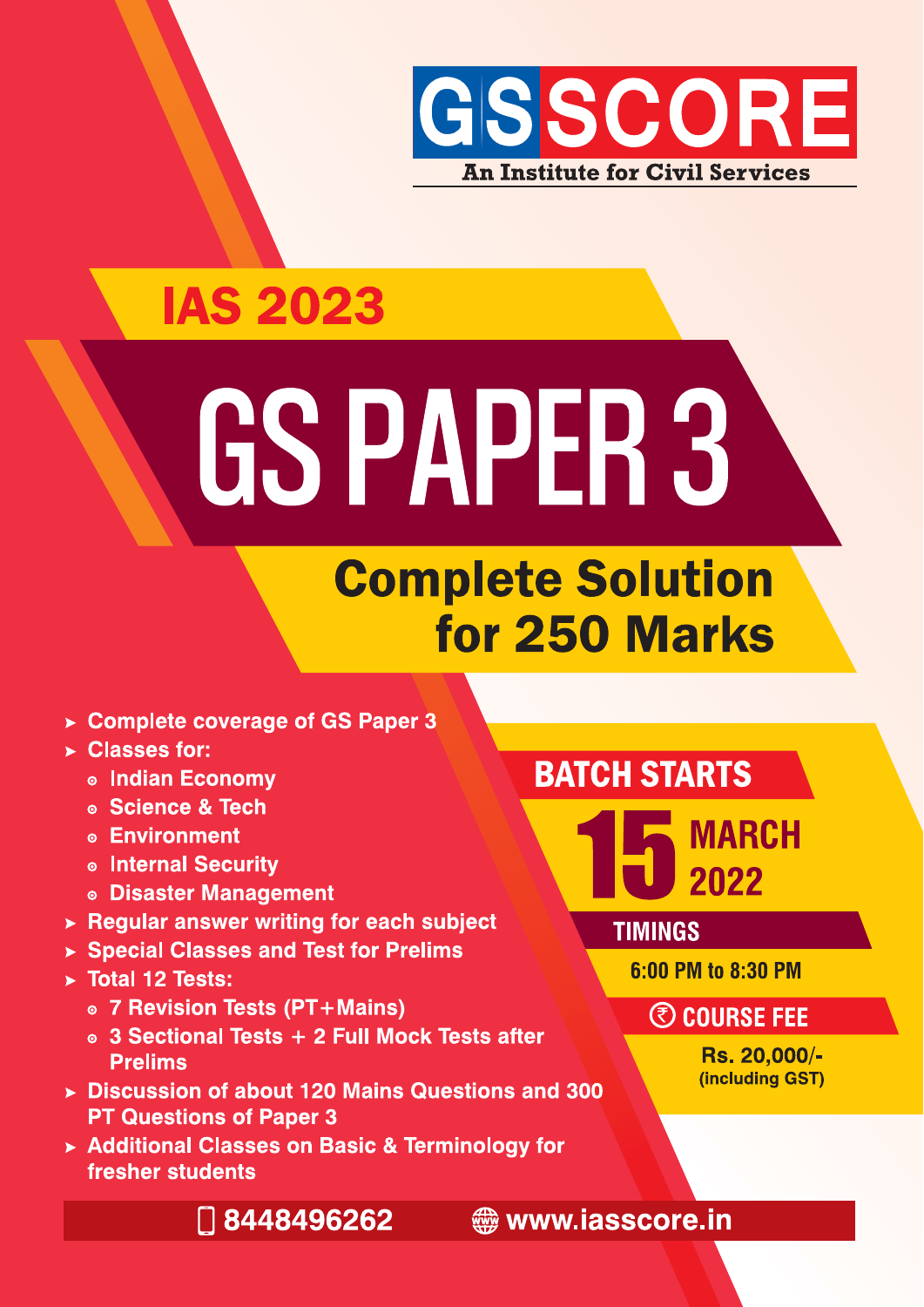# GS SCORE

An Institute for Civil Services

## IAS 2023

# GS PAPER 3

## Complete Solution for 250 Marks

- **Complete coverage of GS Paper 3**
- **Classes for:**
  - Indian Economy
  - Science & Tech
  - Environment
  - Internal Security
  - Disaster Management
- **Regular answer writing for each subject**
- **Special Classes and Test for Prelims**
- **Total 12 Tests:**
  - 7 Revision Tests (PT+Mains)
  - 3 Sectional Tests + 2 Full Mock Tests after Prelims
- **Discussion of about 120 Mains Questions and 300 PT Questions of Paper 3**
- **Additional Classes on Basic & Terminology for fresher students**

**BATCH STARTS**

**15 MARCH 2022**

**TIMINGS**

6:00 PM to 8:30 PM

**COURSE FEE**

Rs. 20,000/-
(including GST)

8448496262 www.iasscore.in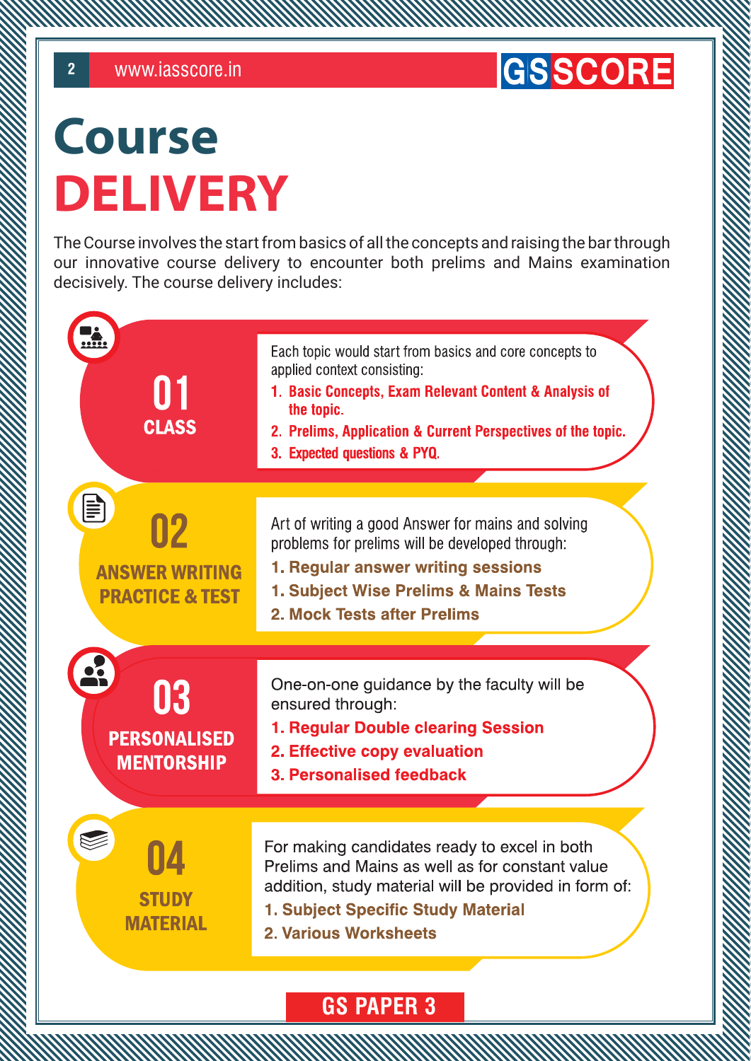# Course DELIVERY

The Course involves the start from basics of all the concepts and raising the bar through our innovative course delivery to encounter both prelims and Mains examination decisively. The course delivery includes:

## 01 CLASS

Each topic would start from basics and core concepts to applied context consisting:

1. **Basic Concepts, Exam Relevant Content & Analysis of the topic.**
2. **Prelims, Application & Current Perspectives of the topic.**
3. **Expected questions & PYQ.**

## 02 ANSWER WRITING PRACTICE & TEST

Art of writing a good Answer for mains and solving problems for prelims will be developed through:

1. **Regular answer writing sessions**
1. **Subject Wise Prelims & Mains Tests**
2. **Mock Tests after Prelims**

## 03 PERSONALISED MENTORSHIP

One-on-one guidance by the faculty will be ensured through:

1. **Regular Double clearing Session**
2. **Effective copy evaluation**
3. **Personalised feedback**

## 04 STUDY MATERIAL

For making candidates ready to excel in both Prelims and Mains as well as for constant value addition, study material will be provided in form of:

1. **Subject Specific Study Material**
2. **Various Worksheets**

**GS PAPER 3**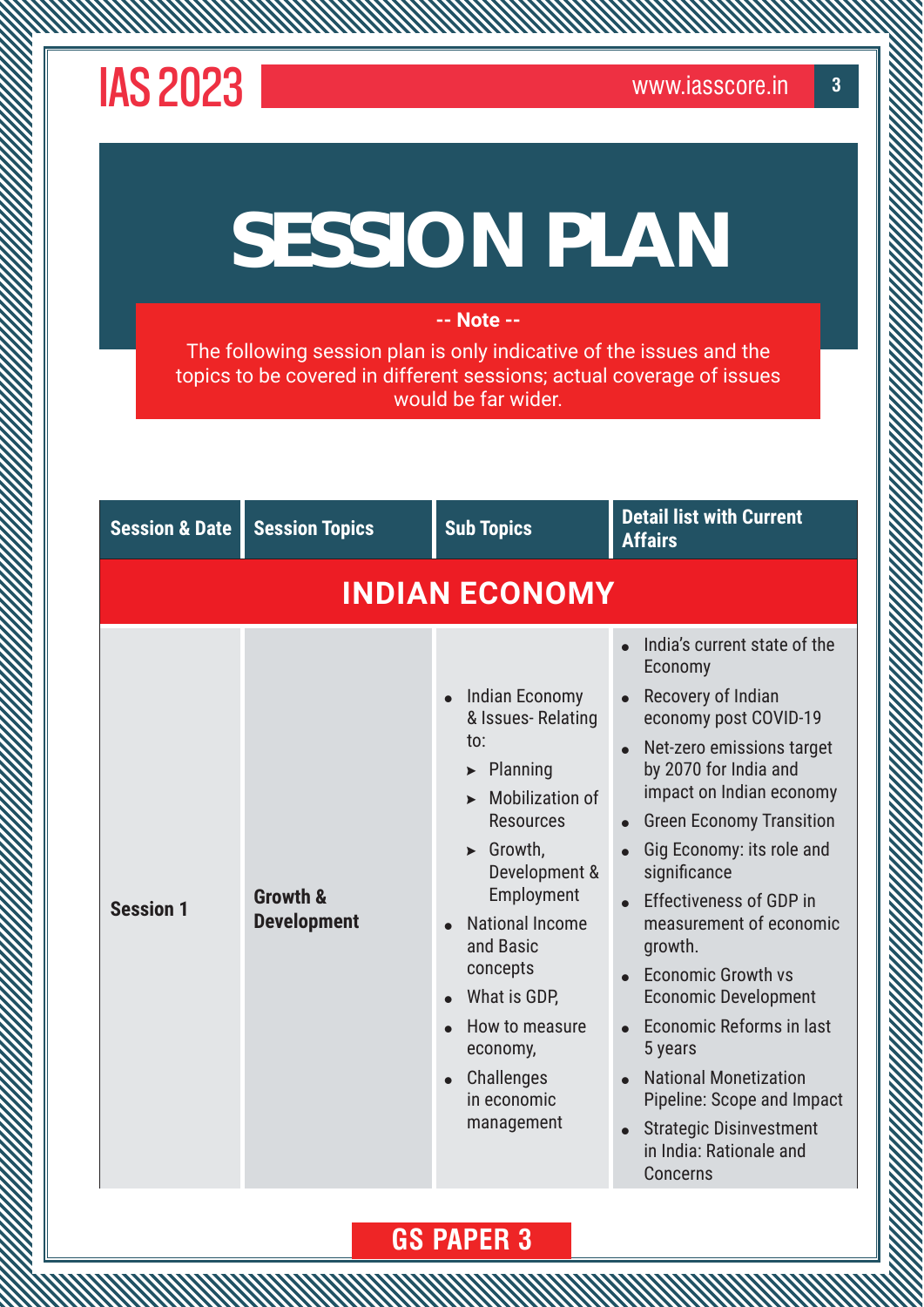# SESSION PLAN

**-- Note --**

The following session plan is only indicative of the issues and the topics to be covered in different sessions; actual coverage of issues would be far wider.

| Session & Date | Session Topics | Sub Topics | Detail list with Current Affairs |
|---|---|---|---|
| **INDIAN ECONOMY** | | | |
| **Session 1** | **Growth & Development** | • Indian Economy & Issues- Relating to:<br>➤ Planning<br>➤ Mobilization of Resources<br>➤ Growth, Development & Employment<br>• National Income and Basic concepts<br>• What is GDP,<br>• How to measure economy,<br>• Challenges in economic management | • India's current state of the Economy<br>• Recovery of Indian economy post COVID-19<br>• Net-zero emissions target by 2070 for India and impact on Indian economy<br>• Green Economy Transition<br>• Gig Economy: its role and significance<br>• Effectiveness of GDP in measurement of economic growth.<br>• Economic Growth vs Economic Development<br>• Economic Reforms in last 5 years<br>• National Monetization Pipeline: Scope and Impact<br>• Strategic Disinvestment in India: Rationale and Concerns |

**GS PAPER 3**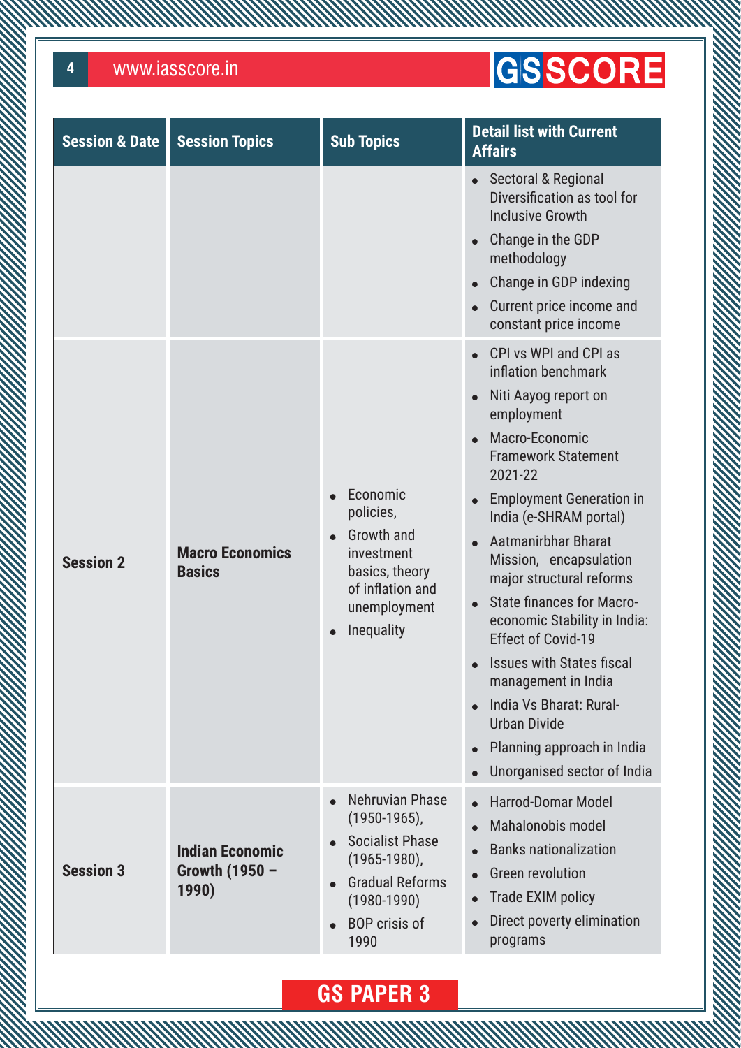| Session & Date | Session Topics | Sub Topics | Detail list with Current Affairs |
|---|---|---|---|
| | | | • Sectoral & Regional Diversification as tool for Inclusive Growth<br>• Change in the GDP methodology<br>• Change in GDP indexing<br>• Current price income and constant price income |
| **Session 2** | **Macro Economics Basics** | • Economic policies,<br>• Growth and investment basics, theory of inflation and unemployment<br>• Inequality | • CPI vs WPI and CPI as inflation benchmark<br>• Niti Aayog report on employment<br>• Macro-Economic Framework Statement 2021-22<br>• Employment Generation in India (e-SHRAM portal)<br>• Aatmanirbhar Bharat Mission, encapsulation major structural reforms<br>• State finances for Macro-economic Stability in India: Effect of Covid-19<br>• Issues with States fiscal management in India<br>• India Vs Bharat: Rural-Urban Divide<br>• Planning approach in India<br>• Unorganised sector of India |
| **Session 3** | **Indian Economic Growth (1950 – 1990)** | • Nehruvian Phase (1950-1965),<br>• Socialist Phase (1965-1980),<br>• Gradual Reforms (1980-1990)<br>• BOP crisis of 1990 | • Harrod-Domar Model<br>• Mahalonobis model<br>• Banks nationalization<br>• Green revolution<br>• Trade EXIM policy<br>• Direct poverty elimination programs |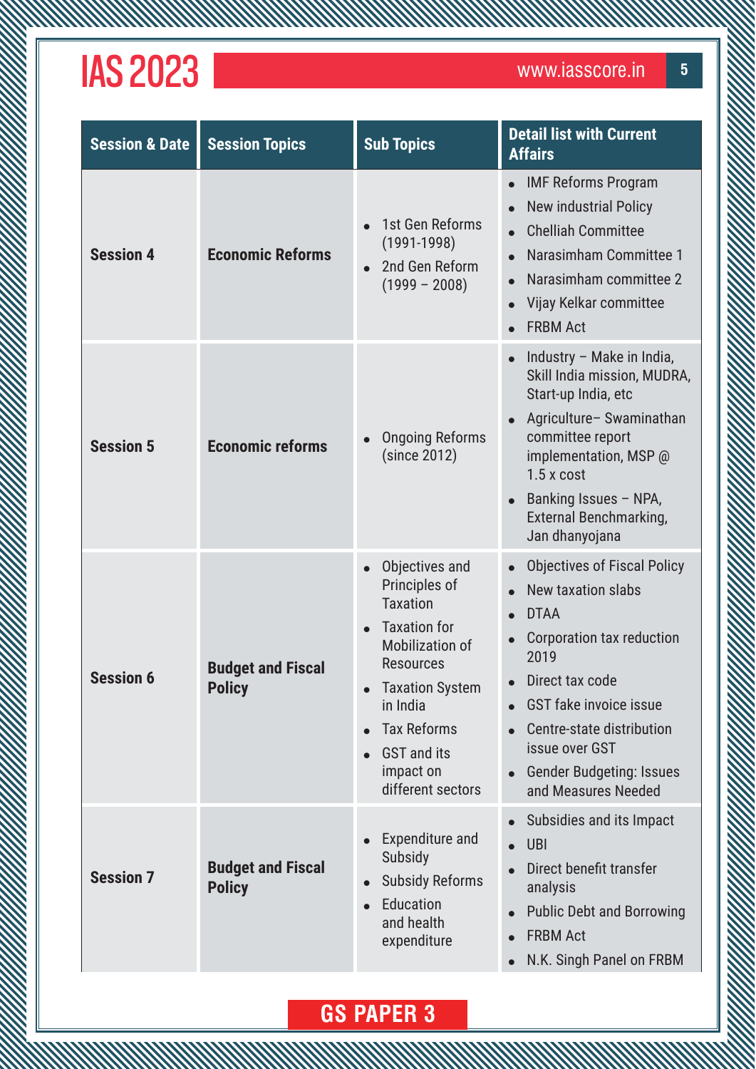| Session & Date | Session Topics | Sub Topics | Detail list with Current Affairs |
|---|---|---|---|
| **Session 4** | **Economic Reforms** | • 1st Gen Reforms (1991-1998)<br>• 2nd Gen Reform (1999 – 2008) | • IMF Reforms Program<br>• New industrial Policy<br>• Chelliah Committee<br>• Narasimham Committee 1<br>• Narasimham committee 2<br>• Vijay Kelkar committee<br>• FRBM Act |
| **Session 5** | **Economic reforms** | • Ongoing Reforms (since 2012) | • Industry – Make in India, Skill India mission, MUDRA, Start-up India, etc<br>• Agriculture– Swaminathan committee report implementation, MSP @ 1.5 x cost<br>• Banking Issues – NPA, External Benchmarking, Jan dhanyojana |
| **Session 6** | **Budget and Fiscal Policy** | • Objectives and Principles of Taxation<br>• Taxation for Mobilization of Resources<br>• Taxation System in India<br>• Tax Reforms<br>• GST and its impact on different sectors | • Objectives of Fiscal Policy<br>• New taxation slabs<br>• DTAA<br>• Corporation tax reduction 2019<br>• Direct tax code<br>• GST fake invoice issue<br>• Centre-state distribution issue over GST<br>• Gender Budgeting: Issues and Measures Needed |
| **Session 7** | **Budget and Fiscal Policy** | • Expenditure and Subsidy<br>• Subsidy Reforms<br>• Education and health expenditure | • Subsidies and its Impact<br>• UBI<br>• Direct benefit transfer analysis<br>• Public Debt and Borrowing<br>• FRBM Act<br>• N.K. Singh Panel on FRBM |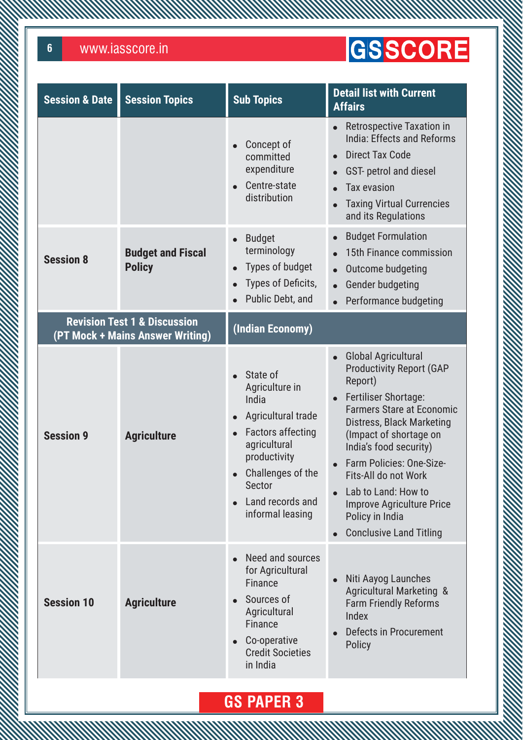| Session & Date | Session Topics | Sub Topics | Detail list with Current Affairs |
|---|---|---|---|
| | | • Concept of committed expenditure<br>• Centre-state distribution | • Retrospective Taxation in India: Effects and Reforms<br>• Direct Tax Code<br>• GST- petrol and diesel<br>• Tax evasion<br>• Taxing Virtual Currencies and its Regulations |
| **Session 8** | **Budget and Fiscal Policy** | • Budget terminology<br>• Types of budget<br>• Types of Deficits,<br>• Public Debt, and | • Budget Formulation<br>• 15th Finance commission<br>• Outcome budgeting<br>• Gender budgeting<br>• Performance budgeting |
| **Revision Test 1 & Discussion (PT Mock + Mains Answer Writing)** | | **(Indian Economy)** | |
| **Session 9** | **Agriculture** | • State of Agriculture in India<br>• Agricultural trade<br>• Factors affecting agricultural productivity<br>• Challenges of the Sector<br>• Land records and informal leasing | • Global Agricultural Productivity Report (GAP Report)<br>• Fertiliser Shortage: Farmers Stare at Economic Distress, Black Marketing (Impact of shortage on India's food security)<br>• Farm Policies: One-Size-Fits-All do not Work<br>• Lab to Land: How to Improve Agriculture Price Policy in India<br>• Conclusive Land Titling |
| **Session 10** | **Agriculture** | • Need and sources for Agricultural Finance<br>• Sources of Agricultural Finance<br>• Co-operative Credit Societies in India | • Niti Aayog Launches Agricultural Marketing & Farm Friendly Reforms Index<br>• Defects in Procurement Policy |

**GS PAPER 3**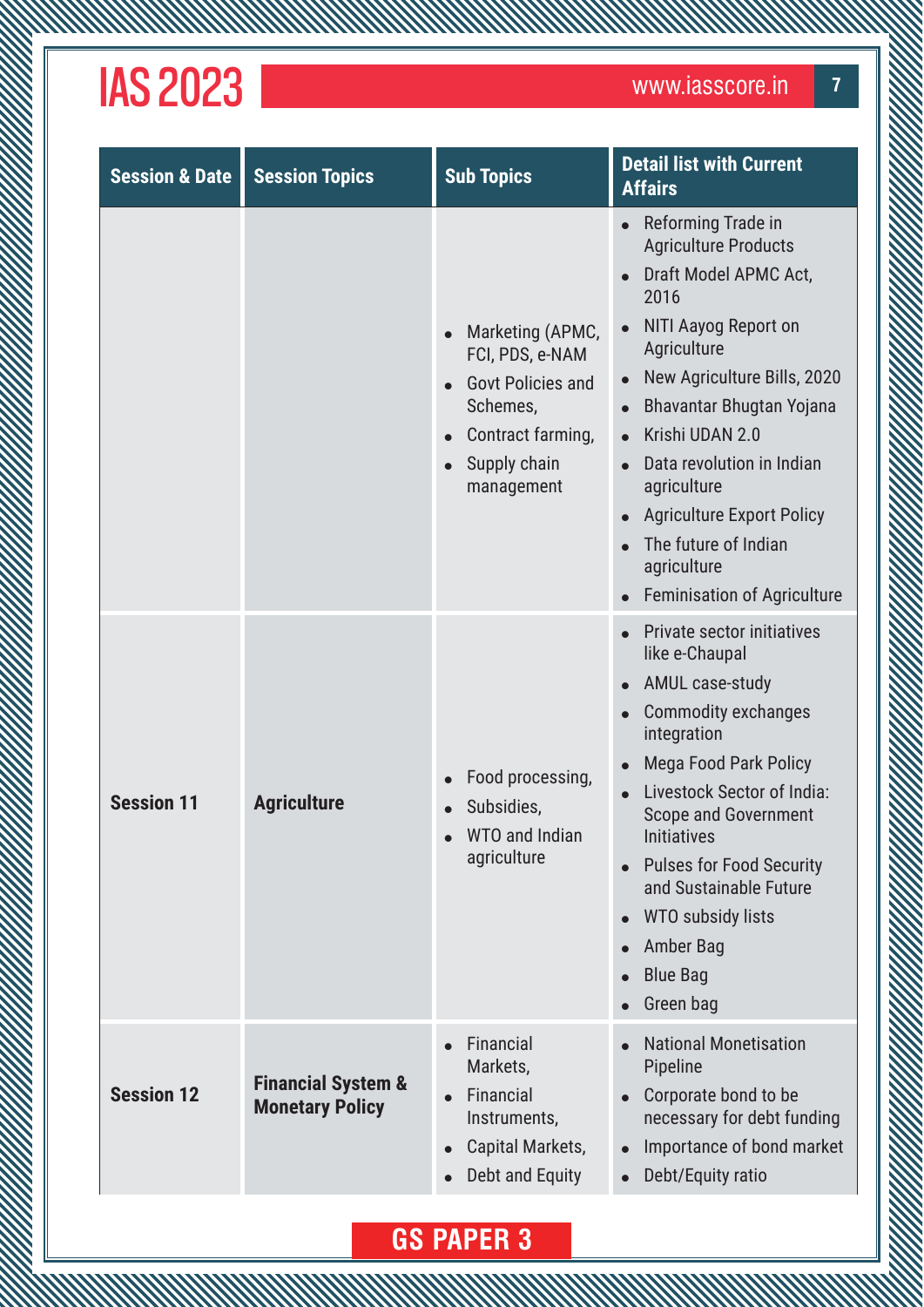| Session & Date | Session Topics | Sub Topics | Detail list with Current Affairs |
|---|---|---|---|
| | | • Marketing (APMC, FCI, PDS, e-NAM<br>• Govt Policies and Schemes,<br>• Contract farming,<br>• Supply chain management | • Reforming Trade in Agriculture Products<br>• Draft Model APMC Act, 2016<br>• NITI Aayog Report on Agriculture<br>• New Agriculture Bills, 2020<br>• Bhavantar Bhugtan Yojana<br>• Krishi UDAN 2.0<br>• Data revolution in Indian agriculture<br>• Agriculture Export Policy<br>• The future of Indian agriculture<br>• Feminisation of Agriculture |
| **Session 11** | **Agriculture** | • Food processing,<br>• Subsidies,<br>• WTO and Indian agriculture | • Private sector initiatives like e-Chaupal<br>• AMUL case-study<br>• Commodity exchanges integration<br>• Mega Food Park Policy<br>• Livestock Sector of India: Scope and Government Initiatives<br>• Pulses for Food Security and Sustainable Future<br>• WTO subsidy lists<br>• Amber Bag<br>• Blue Bag<br>• Green bag |
| **Session 12** | **Financial System & Monetary Policy** | • Financial Markets,<br>• Financial Instruments,<br>• Capital Markets,<br>• Debt and Equity | • National Monetisation Pipeline<br>• Corporate bond to be necessary for debt funding<br>• Importance of bond market<br>• Debt/Equity ratio |

**GS PAPER 3**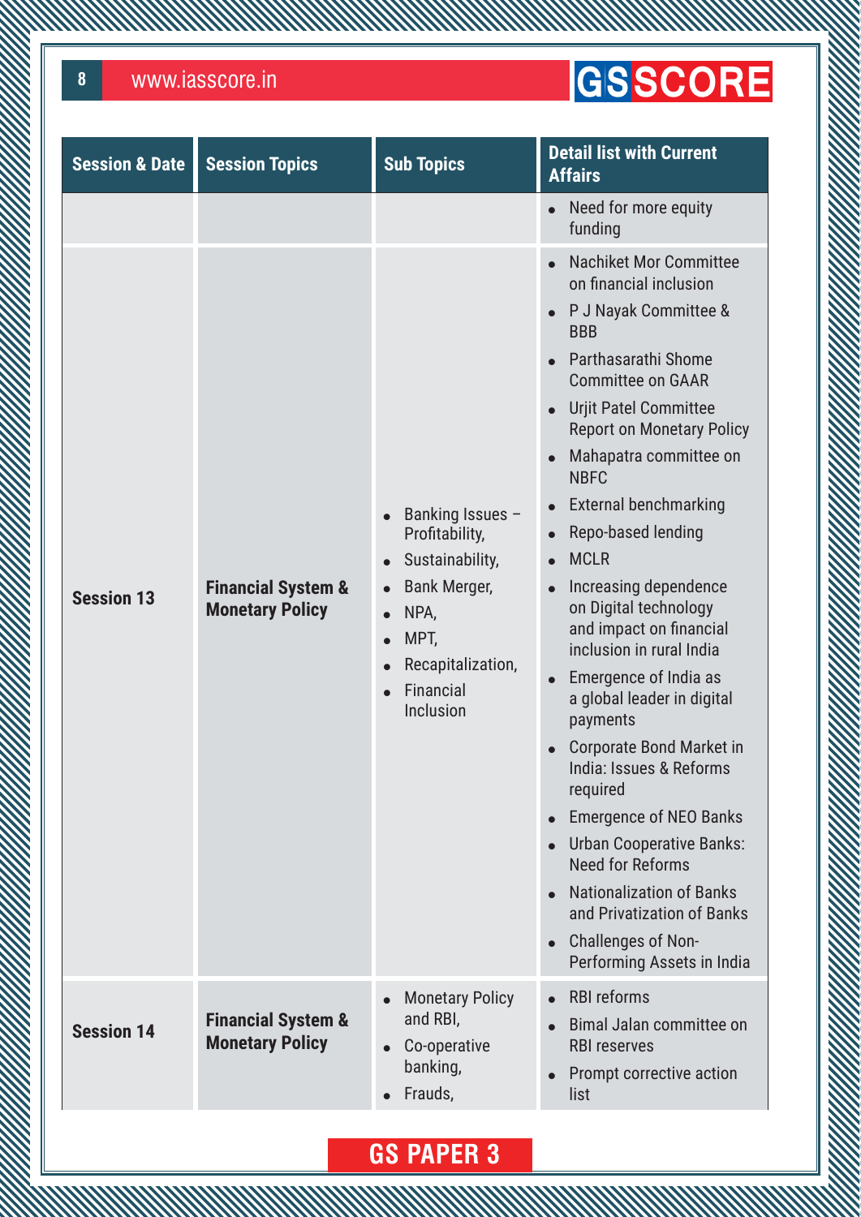| Session & Date | Session Topics | Sub Topics | Detail list with Current Affairs |
|---|---|---|---|
| | | | • Need for more equity funding |
| **Session 13** | **Financial System & Monetary Policy** | • Banking Issues – Profitability,<br>• Sustainability,<br>• Bank Merger,<br>• NPA,<br>• MPT,<br>• Recapitalization,<br>• Financial Inclusion | • Nachiket Mor Committee on financial inclusion<br>• P J Nayak Committee & BBB<br>• Parthasarathi Shome Committee on GAAR<br>• Urjit Patel Committee Report on Monetary Policy<br>• Mahapatra committee on NBFC<br>• External benchmarking<br>• Repo-based lending<br>• MCLR<br>• Increasing dependence on Digital technology and impact on financial inclusion in rural India<br>• Emergence of India as a global leader in digital payments<br>• Corporate Bond Market in India: Issues & Reforms required<br>• Emergence of NEO Banks<br>• Urban Cooperative Banks: Need for Reforms<br>• Nationalization of Banks and Privatization of Banks<br>• Challenges of Non-Performing Assets in India |
| **Session 14** | **Financial System & Monetary Policy** | • Monetary Policy and RBI,<br>• Co-operative banking,<br>• Frauds, | • RBI reforms<br>• Bimal Jalan committee on RBI reserves<br>• Prompt corrective action list |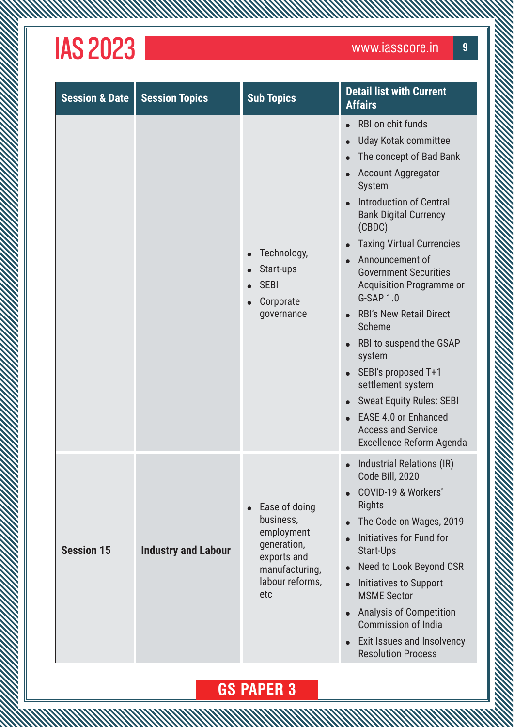| Session & Date | Session Topics | Sub Topics | Detail list with Current Affairs |
|---|---|---|---|
| | | • Technology,<br>• Start-ups<br>• SEBI<br>• Corporate governance | • RBI on chit funds<br>• Uday Kotak committee<br>• The concept of Bad Bank<br>• Account Aggregator System<br>• Introduction of Central Bank Digital Currency (CBDC)<br>• Taxing Virtual Currencies<br>• Announcement of Government Securities Acquisition Programme or G-SAP 1.0<br>• RBI's New Retail Direct Scheme<br>• RBI to suspend the GSAP system<br>• SEBI's proposed T+1 settlement system<br>• Sweat Equity Rules: SEBI<br>• EASE 4.0 or Enhanced Access and Service Excellence Reform Agenda |
| **Session 15** | **Industry and Labour** | • Ease of doing business, employment generation, exports and manufacturing, labour reforms, etc | • Industrial Relations (IR) Code Bill, 2020<br>• COVID-19 & Workers' Rights<br>• The Code on Wages, 2019<br>• Initiatives for Fund for Start-Ups<br>• Need to Look Beyond CSR<br>• Initiatives to Support MSME Sector<br>• Analysis of Competition Commission of India<br>• Exit Issues and Insolvency Resolution Process |

**GS PAPER 3**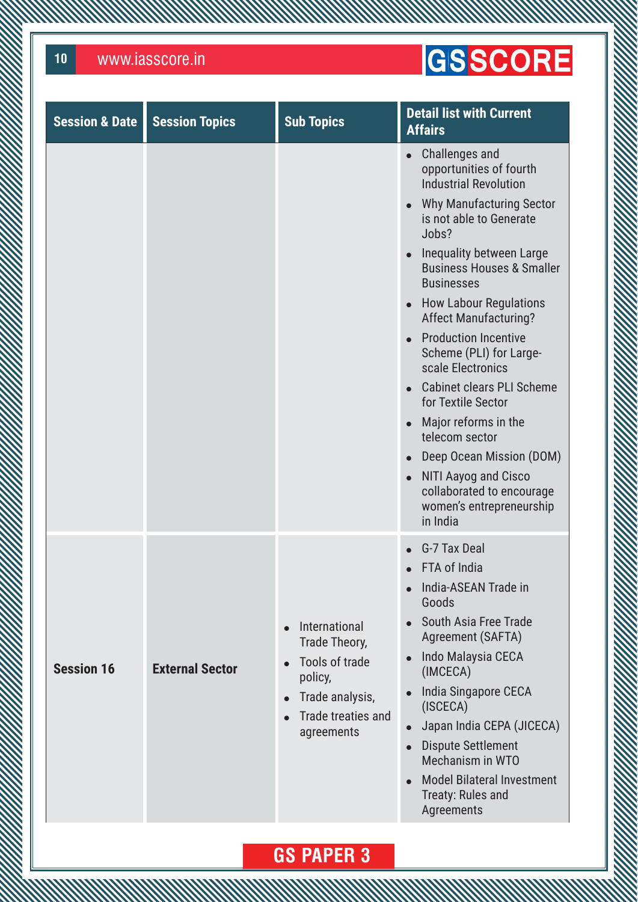| Session & Date | Session Topics | Sub Topics | Detail list with Current Affairs |
|---|---|---|---|
| | | | • Challenges and opportunities of fourth Industrial Revolution<br>• Why Manufacturing Sector is not able to Generate Jobs?<br>• Inequality between Large Business Houses & Smaller Businesses<br>• How Labour Regulations Affect Manufacturing?<br>• Production Incentive Scheme (PLI) for Large-scale Electronics<br>• Cabinet clears PLI Scheme for Textile Sector<br>• Major reforms in the telecom sector<br>• Deep Ocean Mission (DOM)<br>• NITI Aayog and Cisco collaborated to encourage women's entrepreneurship in India |
| **Session 16** | **External Sector** | • International Trade Theory,<br>• Tools of trade policy,<br>• Trade analysis,<br>• Trade treaties and agreements | • G-7 Tax Deal<br>• FTA of India<br>• India-ASEAN Trade in Goods<br>• South Asia Free Trade Agreement (SAFTA)<br>• Indo Malaysia CECA (IMCECA)<br>• India Singapore CECA (ISCECA)<br>• Japan India CEPA (JICECA)<br>• Dispute Settlement Mechanism in WTO<br>• Model Bilateral Investment Treaty: Rules and Agreements |

**GS PAPER 3**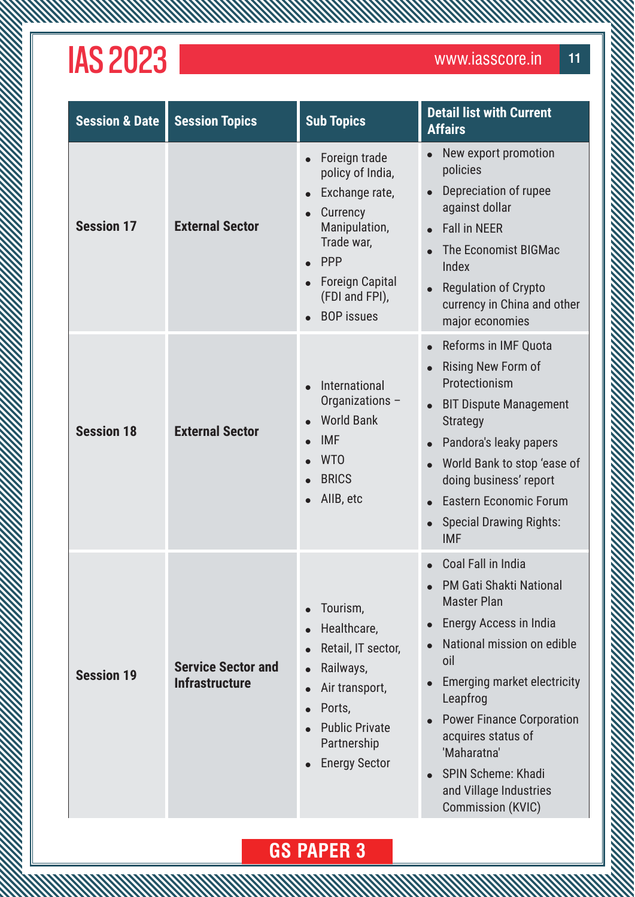| Session & Date | Session Topics | Sub Topics | Detail list with Current Affairs |
|---|---|---|---|
| **Session 17** | **External Sector** | • Foreign trade policy of India,<br>• Exchange rate,<br>• Currency Manipulation, Trade war,<br>• PPP<br>• Foreign Capital (FDI and FPI),<br>• BOP issues | • New export promotion policies<br>• Depreciation of rupee against dollar<br>• Fall in NEER<br>• The Economist BIGMac Index<br>• Regulation of Crypto currency in China and other major economies |
| **Session 18** | **External Sector** | • International Organizations –<br>• World Bank<br>• IMF<br>• WTO<br>• BRICS<br>• AIIB, etc | • Reforms in IMF Quota<br>• Rising New Form of Protectionism<br>• BIT Dispute Management Strategy<br>• Pandora's leaky papers<br>• World Bank to stop 'ease of doing business' report<br>• Eastern Economic Forum<br>• Special Drawing Rights: IMF |
| **Session 19** | **Service Sector and Infrastructure** | • Tourism,<br>• Healthcare,<br>• Retail, IT sector,<br>• Railways,<br>• Air transport,<br>• Ports,<br>• Public Private Partnership<br>• Energy Sector | • Coal Fall in India<br>• PM Gati Shakti National Master Plan<br>• Energy Access in India<br>• National mission on edible oil<br>• Emerging market electricity Leapfrog<br>• Power Finance Corporation acquires status of 'Maharatna'<br>• SPIN Scheme: Khadi and Village Industries Commission (KVIC) |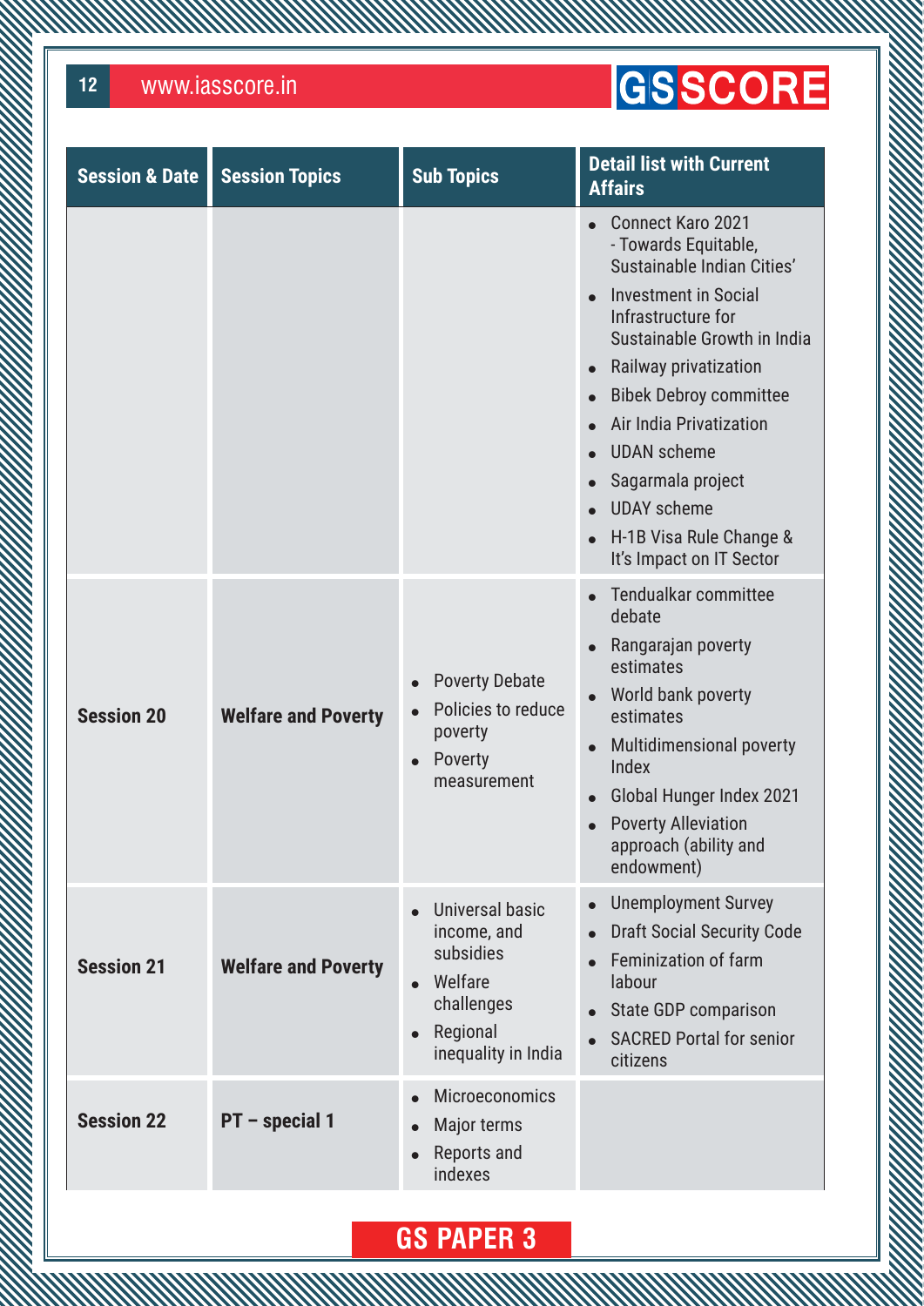| Session & Date | Session Topics | Sub Topics | Detail list with Current Affairs |
|---|---|---|---|
| | | | • Connect Karo 2021 - Towards Equitable, Sustainable Indian Cities' <br> • Investment in Social Infrastructure for Sustainable Growth in India <br> • Railway privatization <br> • Bibek Debroy committee <br> • Air India Privatization <br> • UDAN scheme <br> • Sagarmala project <br> • UDAY scheme <br> • H-1B Visa Rule Change & It's Impact on IT Sector |
| **Session 20** | **Welfare and Poverty** | • Poverty Debate <br> • Policies to reduce poverty <br> • Poverty measurement | • Tendualkar committee debate <br> • Rangarajan poverty estimates <br> • World bank poverty estimates <br> • Multidimensional poverty Index <br> • Global Hunger Index 2021 <br> • Poverty Alleviation approach (ability and endowment) |
| **Session 21** | **Welfare and Poverty** | • Universal basic income, and subsidies <br> • Welfare challenges <br> • Regional inequality in India | • Unemployment Survey <br> • Draft Social Security Code <br> • Feminization of farm labour <br> • State GDP comparison <br> • SACRED Portal for senior citizens |
| **Session 22** | **PT – special 1** | • Microeconomics <br> • Major terms <br> • Reports and indexes | |

## GS PAPER 3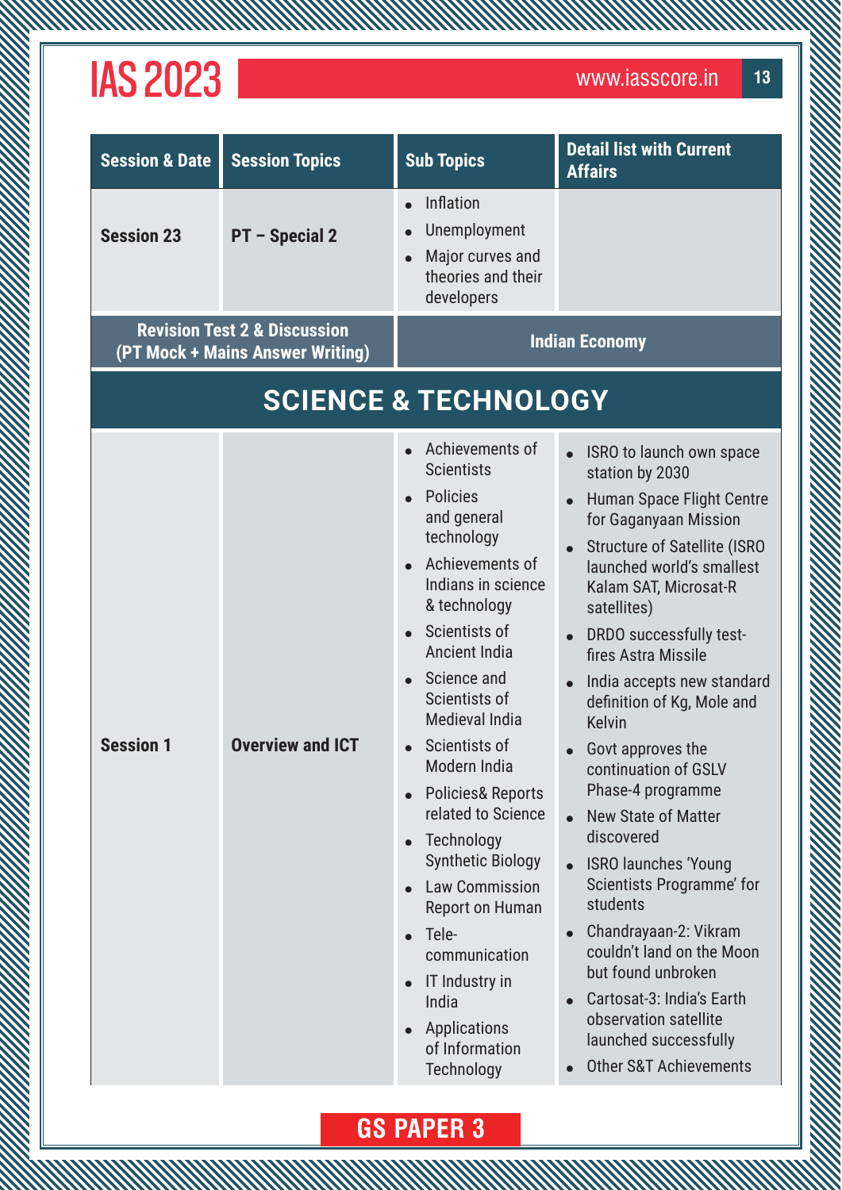| Session & Date | Session Topics | Sub Topics | Detail list with Current Affairs |
|---|---|---|---|
| Session 23 | PT – Special 2 | • Inflation<br>• Unemployment<br>• Major curves and theories and their developers | |
| Revision Test 2 & Discussion (PT Mock + Mains Answer Writing) | | Indian Economy | |

## SCIENCE & TECHNOLOGY

| Session & Date | Session Topics | Sub Topics | Detail list with Current Affairs |
|---|---|---|---|
| Session 1 | Overview and ICT | • Achievements of Scientists<br>• Policies and general technology<br>• Achievements of Indians in science & technology<br>• Scientists of Ancient India<br>• Science and Scientists of Medieval India<br>• Scientists of Modern India<br>• Policies& Reports related to Science<br>• Technology Synthetic Biology<br>• Law Commission Report on Human<br>• Tele-communication<br>• IT Industry in India<br>• Applications of Information Technology | • ISRO to launch own space station by 2030<br>• Human Space Flight Centre for Gaganyaan Mission<br>• Structure of Satellite (ISRO launched world's smallest Kalam SAT, Microsat-R satellites)<br>• DRDO successfully test-fires Astra Missile<br>• India accepts new standard definition of Kg, Mole and Kelvin<br>• Govt approves the continuation of GSLV Phase-4 programme<br>• New State of Matter discovered<br>• ISRO launches 'Young Scientists Programme' for students<br>• Chandrayaan-2: Vikram couldn't land on the Moon but found unbroken<br>• Cartosat-3: India's Earth observation satellite launched successfully<br>• Other S&T Achievements |

**GS PAPER 3**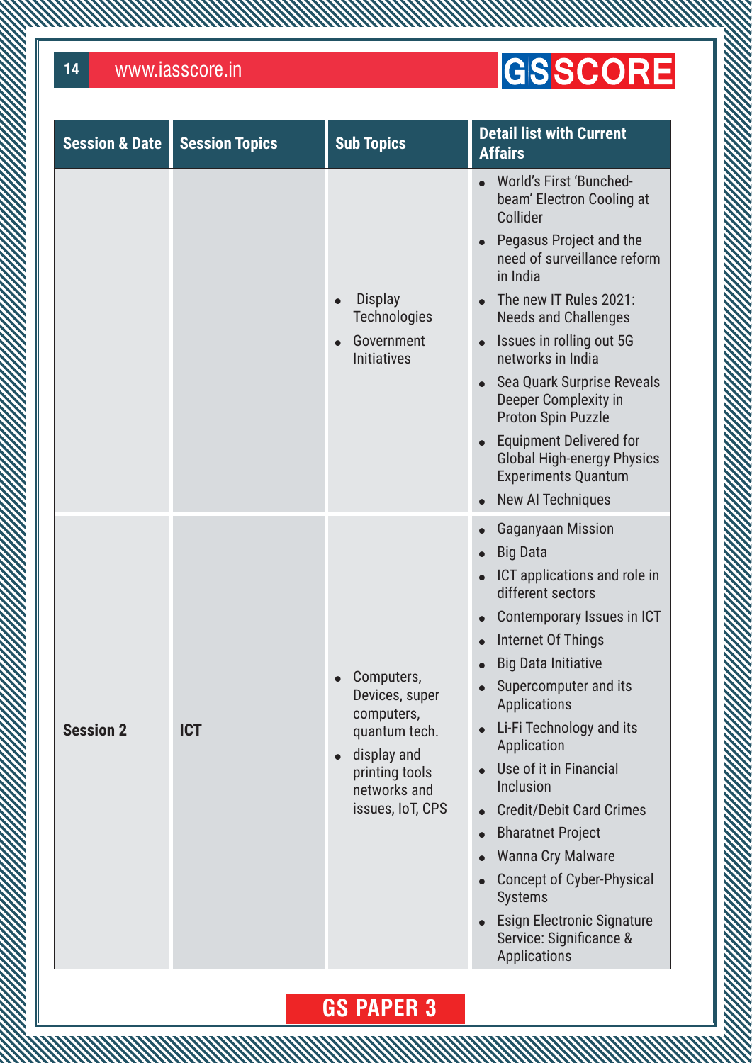| Session & Date | Session Topics | Sub Topics | Detail list with Current Affairs |
|---|---|---|---|
| | | • Display Technologies<br>• Government Initiatives | • World's First 'Bunched-beam' Electron Cooling at Collider<br>• Pegasus Project and the need of surveillance reform in India<br>• The new IT Rules 2021: Needs and Challenges<br>• Issues in rolling out 5G networks in India<br>• Sea Quark Surprise Reveals Deeper Complexity in Proton Spin Puzzle<br>• Equipment Delivered for Global High-energy Physics Experiments Quantum<br>• New AI Techniques |
| **Session 2** | **ICT** | • Computers, Devices, super computers, quantum tech.<br>• display and printing tools networks and issues, IoT, CPS | • Gaganyaan Mission<br>• Big Data<br>• ICT applications and role in different sectors<br>• Contemporary Issues in ICT<br>• Internet Of Things<br>• Big Data Initiative<br>• Supercomputer and its Applications<br>• Li-Fi Technology and its Application<br>• Use of it in Financial Inclusion<br>• Credit/Debit Card Crimes<br>• Bharatnet Project<br>• Wanna Cry Malware<br>• Concept of Cyber-Physical Systems<br>• Esign Electronic Signature Service: Significance & Applications |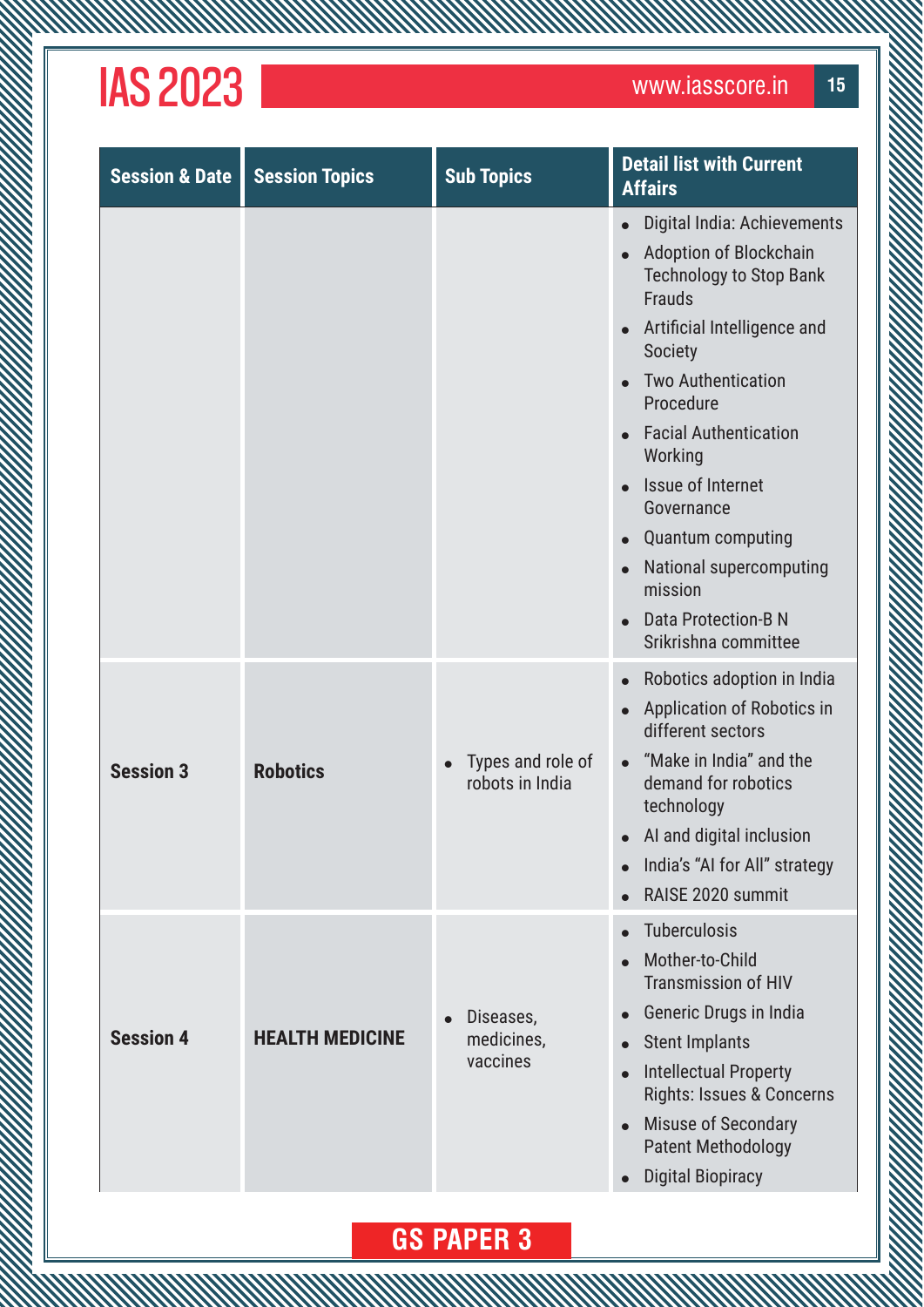| Session & Date | Session Topics | Sub Topics | Detail list with Current Affairs |
|---|---|---|---|
| | | | • Digital India: Achievements<br>• Adoption of Blockchain Technology to Stop Bank Frauds<br>• Artificial Intelligence and Society<br>• Two Authentication Procedure<br>• Facial Authentication Working<br>• Issue of Internet Governance<br>• Quantum computing<br>• National supercomputing mission<br>• Data Protection-B N Srikrishna committee |
| **Session 3** | **Robotics** | • Types and role of robots in India | • Robotics adoption in India<br>• Application of Robotics in different sectors<br>• "Make in India" and the demand for robotics technology<br>• AI and digital inclusion<br>• India's "AI for All" strategy<br>• RAISE 2020 summit |
| **Session 4** | **HEALTH MEDICINE** | • Diseases, medicines, vaccines | • Tuberculosis<br>• Mother-to-Child Transmission of HIV<br>• Generic Drugs in India<br>• Stent Implants<br>• Intellectual Property Rights: Issues & Concerns<br>• Misuse of Secondary Patent Methodology<br>• Digital Biopiracy |

**GS PAPER 3**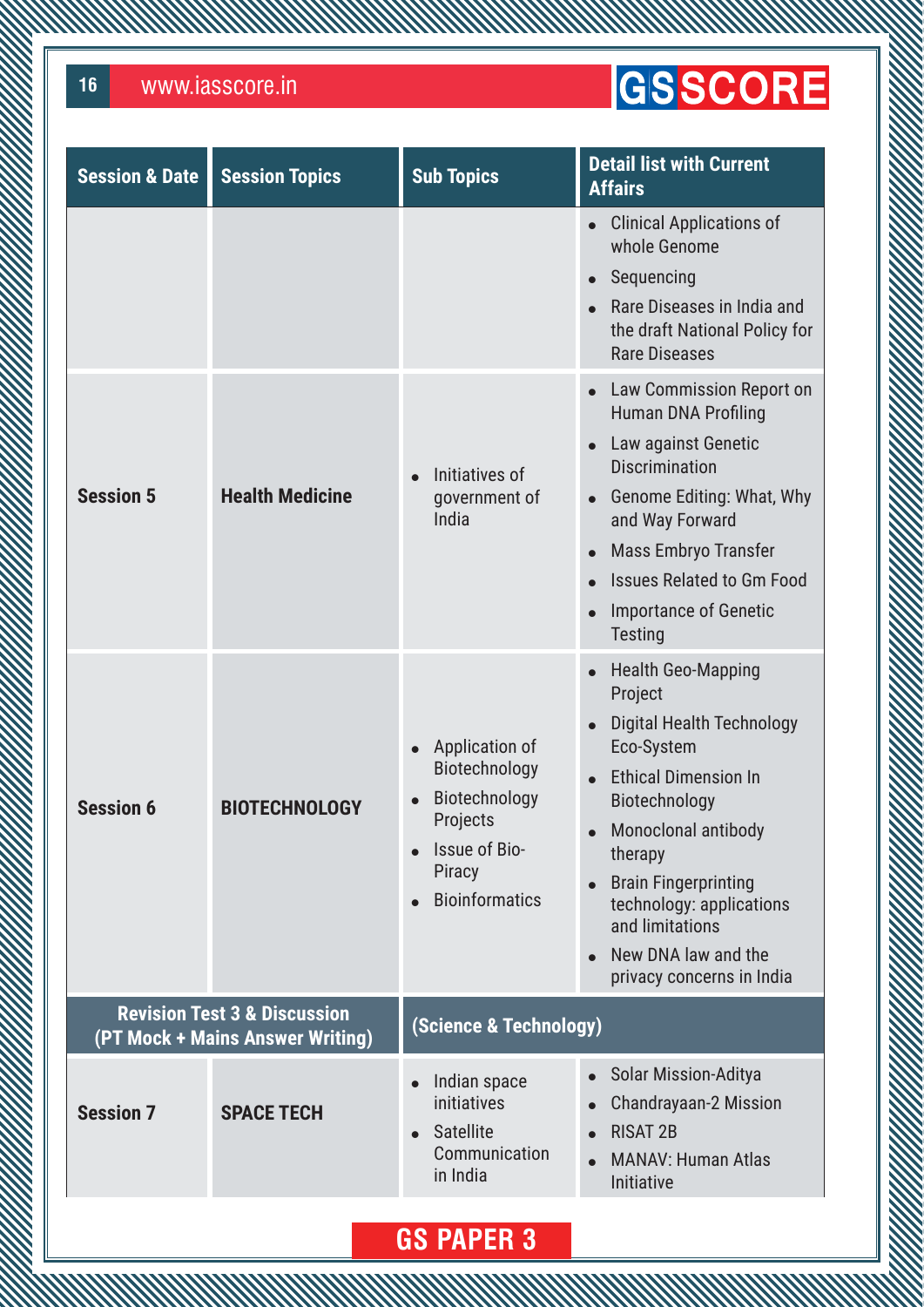| Session & Date | Session Topics | Sub Topics | Detail list with Current Affairs |
|---|---|---|---|
| | | | • Clinical Applications of whole Genome<br>• Sequencing<br>• Rare Diseases in India and the draft National Policy for Rare Diseases |
| **Session 5** | **Health Medicine** | • Initiatives of government of India | • Law Commission Report on Human DNA Profiling<br>• Law against Genetic Discrimination<br>• Genome Editing: What, Why and Way Forward<br>• Mass Embryo Transfer<br>• Issues Related to Gm Food<br>• Importance of Genetic Testing |
| **Session 6** | **BIOTECHNOLOGY** | • Application of Biotechnology<br>• Biotechnology Projects<br>• Issue of Bio-Piracy<br>• Bioinformatics | • Health Geo-Mapping Project<br>• Digital Health Technology Eco-System<br>• Ethical Dimension In Biotechnology<br>• Monoclonal antibody therapy<br>• Brain Fingerprinting technology: applications and limitations<br>• New DNA law and the privacy concerns in India |
| **Revision Test 3 & Discussion (PT Mock + Mains Answer Writing)** | | **(Science & Technology)** | |
| **Session 7** | **SPACE TECH** | • Indian space initiatives<br>• Satellite Communication in India | • Solar Mission-Aditya<br>• Chandrayaan-2 Mission<br>• RISAT 2B<br>• MANAV: Human Atlas Initiative |

**GS PAPER 3**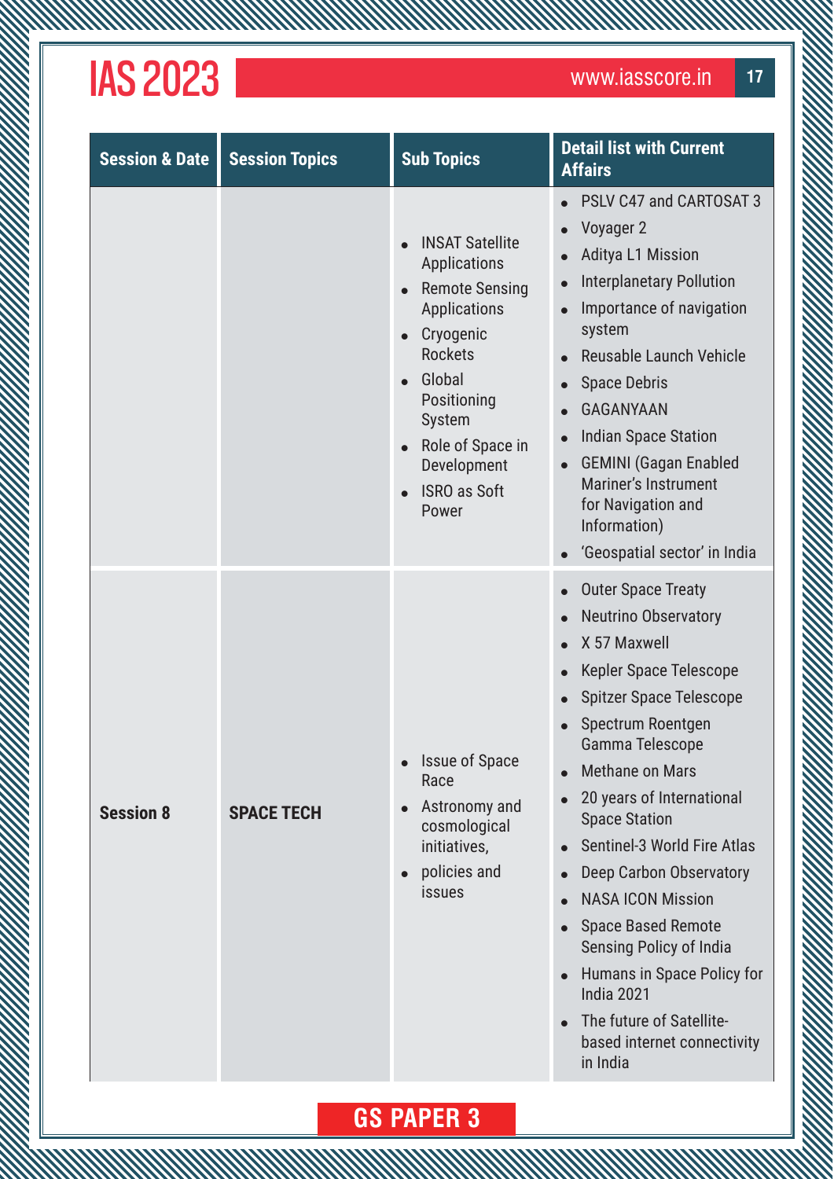| Session & Date | Session Topics | Sub Topics | Detail list with Current Affairs |
|---|---|---|---|
| | | • INSAT Satellite Applications<br>• Remote Sensing Applications<br>• Cryogenic Rockets<br>• Global Positioning System<br>• Role of Space in Development<br>• ISRO as Soft Power | • PSLV C47 and CARTOSAT 3<br>• Voyager 2<br>• Aditya L1 Mission<br>• Interplanetary Pollution<br>• Importance of navigation system<br>• Reusable Launch Vehicle<br>• Space Debris<br>• GAGANYAAN<br>• Indian Space Station<br>• GEMINI (Gagan Enabled Mariner's Instrument for Navigation and Information)<br>• 'Geospatial sector' in India |
| **Session 8** | **SPACE TECH** | • Issue of Space Race<br>• Astronomy and cosmological initiatives,<br>• policies and issues | • Outer Space Treaty<br>• Neutrino Observatory<br>• X 57 Maxwell<br>• Kepler Space Telescope<br>• Spitzer Space Telescope<br>• Spectrum Roentgen Gamma Telescope<br>• Methane on Mars<br>• 20 years of International Space Station<br>• Sentinel-3 World Fire Atlas<br>• Deep Carbon Observatory<br>• NASA ICON Mission<br>• Space Based Remote Sensing Policy of India<br>• Humans in Space Policy for India 2021<br>• The future of Satellite-based internet connectivity in India |

**GS PAPER 3**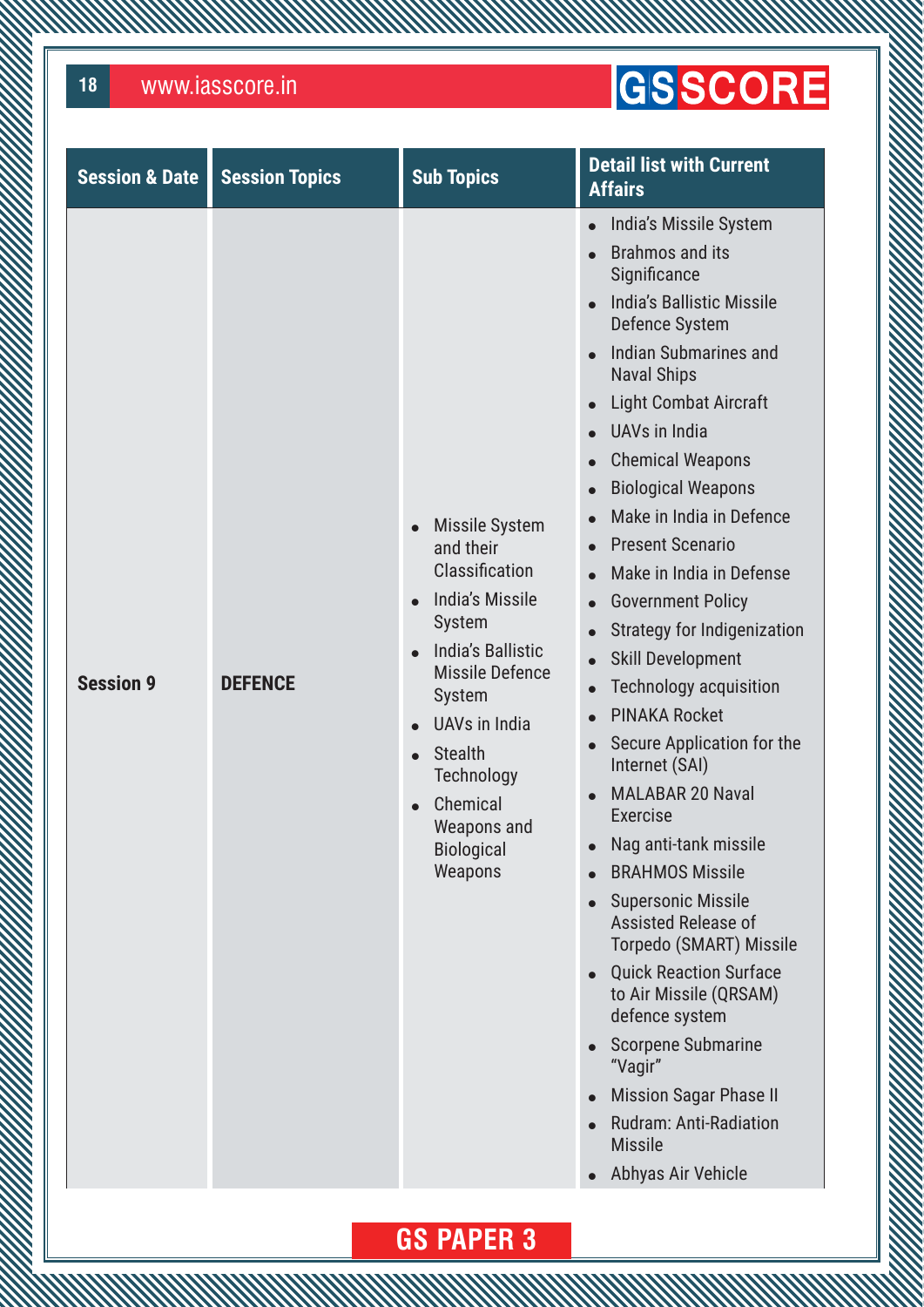| Session & Date | Session Topics | Sub Topics | Detail list with Current Affairs |
|---|---|---|---|
| **Session 9** | **DEFENCE** | • Missile System and their Classification<br>• India's Missile System<br>• India's Ballistic Missile Defence System<br>• UAVs in India<br>• Stealth Technology<br>• Chemical Weapons and Biological Weapons | • India's Missile System<br>• Brahmos and its Significance<br>• India's Ballistic Missile Defence System<br>• Indian Submarines and Naval Ships<br>• Light Combat Aircraft<br>• UAVs in India<br>• Chemical Weapons<br>• Biological Weapons<br>• Make in India in Defence<br>• Present Scenario<br>• Make in India in Defense<br>• Government Policy<br>• Strategy for Indigenization<br>• Skill Development<br>• Technology acquisition<br>• PINAKA Rocket<br>• Secure Application for the Internet (SAI)<br>• MALABAR 20 Naval Exercise<br>• Nag anti-tank missile<br>• BRAHMOS Missile<br>• Supersonic Missile Assisted Release of Torpedo (SMART) Missile<br>• Quick Reaction Surface to Air Missile (QRSAM) defence system<br>• Scorpene Submarine "Vagir"<br>• Mission Sagar Phase II<br>• Rudram: Anti-Radiation Missile<br>• Abhyas Air Vehicle |

**GS PAPER 3**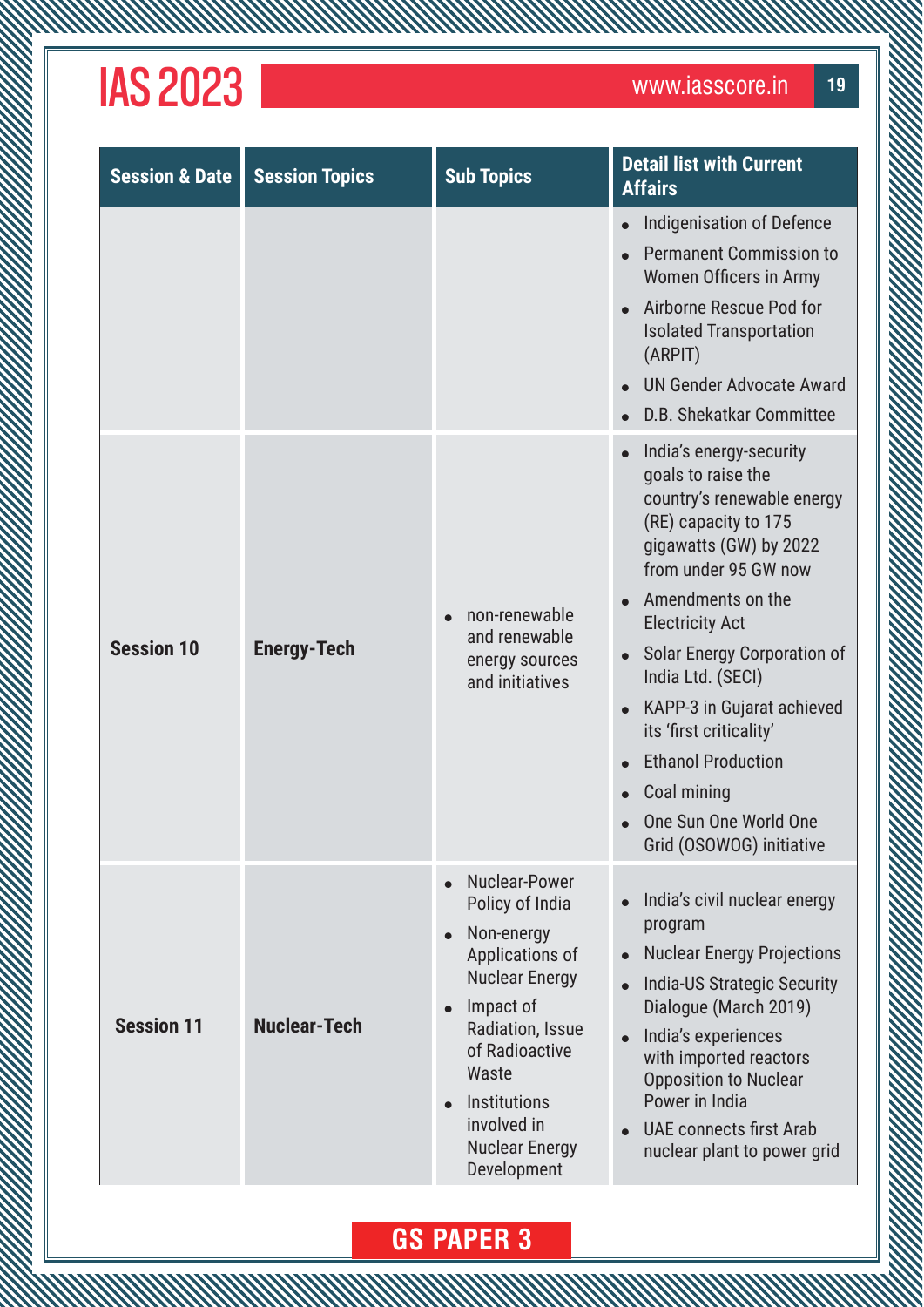| Session & Date | Session Topics | Sub Topics | Detail list with Current Affairs |
|---|---|---|---|
| | | | • Indigenisation of Defence<br>• Permanent Commission to Women Officers in Army<br>• Airborne Rescue Pod for Isolated Transportation (ARPIT)<br>• UN Gender Advocate Award<br>• D.B. Shekatkar Committee |
| **Session 10** | **Energy-Tech** | • non-renewable and renewable energy sources and initiatives | • India's energy-security goals to raise the country's renewable energy (RE) capacity to 175 gigawatts (GW) by 2022 from under 95 GW now<br>• Amendments on the Electricity Act<br>• Solar Energy Corporation of India Ltd. (SECI)<br>• KAPP-3 in Gujarat achieved its 'first criticality'<br>• Ethanol Production<br>• Coal mining<br>• One Sun One World One Grid (OSOWOG) initiative |
| **Session 11** | **Nuclear-Tech** | • Nuclear-Power Policy of India<br>• Non-energy Applications of Nuclear Energy<br>• Impact of Radiation, Issue of Radioactive Waste<br>• Institutions involved in Nuclear Energy Development | • India's civil nuclear energy program<br>• Nuclear Energy Projections<br>• India-US Strategic Security Dialogue (March 2019)<br>• India's experiences with imported reactors Opposition to Nuclear Power in India<br>• UAE connects first Arab nuclear plant to power grid |

**GS PAPER 3**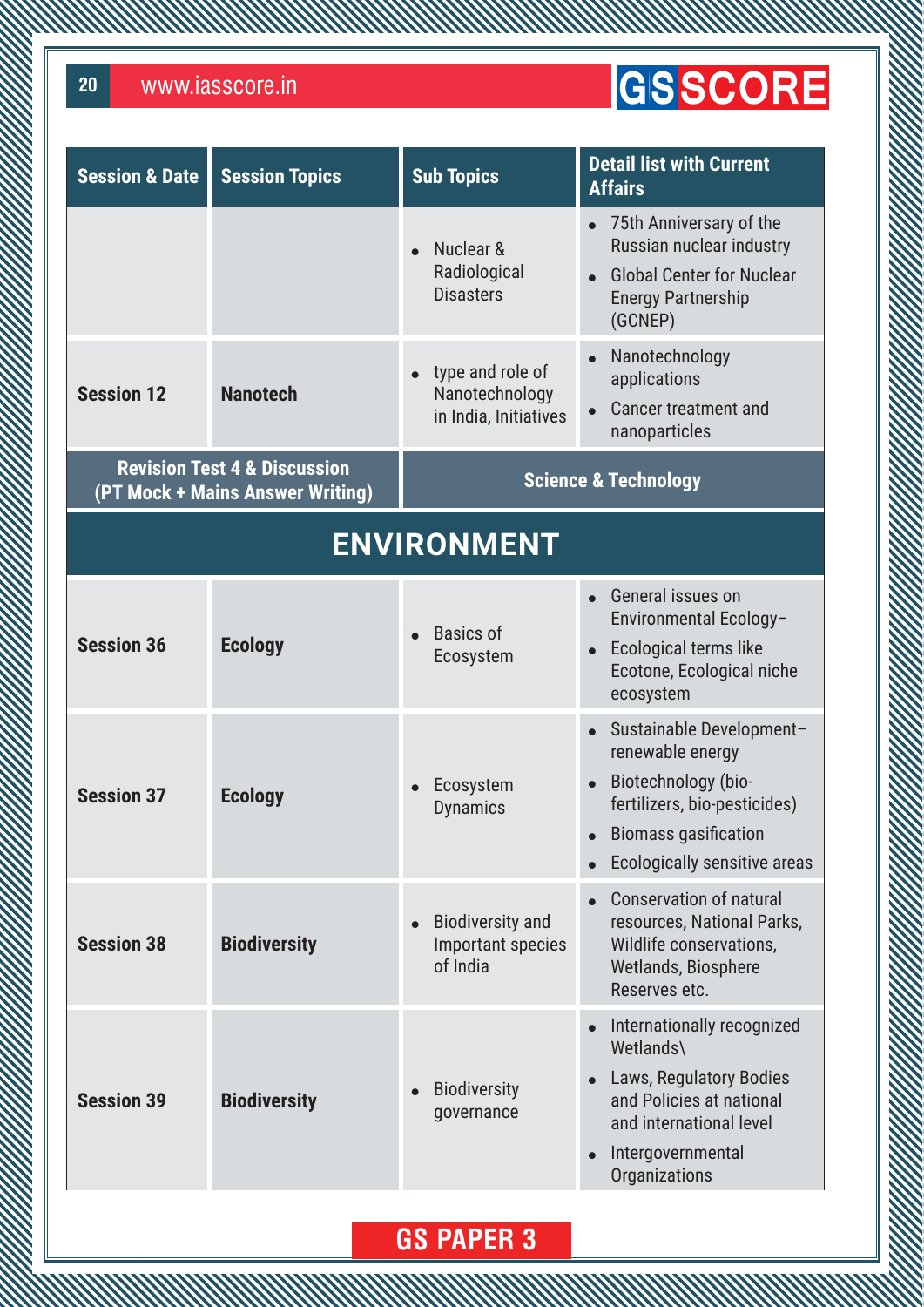| Session & Date | Session Topics | Sub Topics | Detail list with Current Affairs |
|---|---|---|---|
| | | • Nuclear & Radiological Disasters | • 75th Anniversary of the Russian nuclear industry<br>• Global Center for Nuclear Energy Partnership (GCNEP) |
| **Session 12** | **Nanotech** | • type and role of Nanotechnology in India, Initiatives | • Nanotechnology applications<br>• Cancer treatment and nanoparticles |
| **Revision Test 4 & Discussion (PT Mock + Mains Answer Writing)** | | **Science & Technology** | |

## ENVIRONMENT

| Session & Date | Session Topics | Sub Topics | Detail list with Current Affairs |
|---|---|---|---|
| **Session 36** | **Ecology** | • Basics of Ecosystem | • General issues on Environmental Ecology–<br>• Ecological terms like Ecotone, Ecological niche ecosystem |
| **Session 37** | **Ecology** | • Ecosystem Dynamics | • Sustainable Development– renewable energy<br>• Biotechnology (bio-fertilizers, bio-pesticides)<br>• Biomass gasification<br>• Ecologically sensitive areas |
| **Session 38** | **Biodiversity** | • Biodiversity and Important species of India | • Conservation of natural resources, National Parks, Wildlife conservations, Wetlands, Biosphere Reserves etc. |
| **Session 39** | **Biodiversity** | • Biodiversity governance | • Internationally recognized Wetlands\<br>• Laws, Regulatory Bodies and Policies at national and international level<br>• Intergovernmental Organizations |

**GS PAPER 3**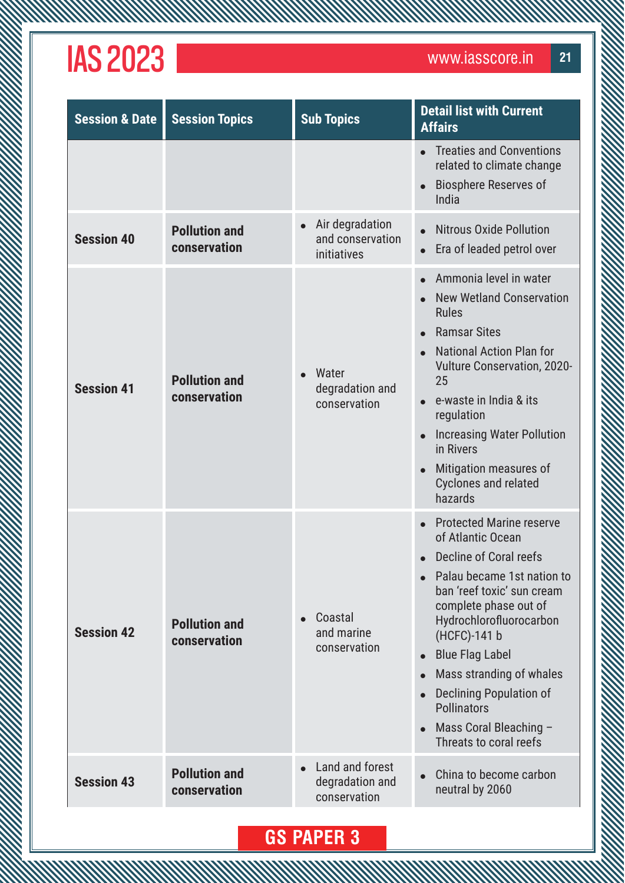| Session & Date | Session Topics | Sub Topics | Detail list with Current Affairs |
|---|---|---|---|
| | | | • Treaties and Conventions related to climate change<br>• Biosphere Reserves of India |
| **Session 40** | **Pollution and conservation** | • Air degradation and conservation initiatives | • Nitrous Oxide Pollution<br>• Era of leaded petrol over |
| **Session 41** | **Pollution and conservation** | • Water degradation and conservation | • Ammonia level in water<br>• New Wetland Conservation Rules<br>• Ramsar Sites<br>• National Action Plan for Vulture Conservation, 2020-25<br>• e-waste in India & its regulation<br>• Increasing Water Pollution in Rivers<br>• Mitigation measures of Cyclones and related hazards |
| **Session 42** | **Pollution and conservation** | • Coastal and marine conservation | • Protected Marine reserve of Atlantic Ocean<br>• Decline of Coral reefs<br>• Palau became 1st nation to ban 'reef toxic' sun cream complete phase out of Hydrochlorofluorocarbon (HCFC)-141 b<br>• Blue Flag Label<br>• Mass stranding of whales<br>• Declining Population of Pollinators<br>• Mass Coral Bleaching – Threats to coral reefs |
| **Session 43** | **Pollution and conservation** | • Land and forest degradation and conservation | • China to become carbon neutral by 2060 |

**GS PAPER 3**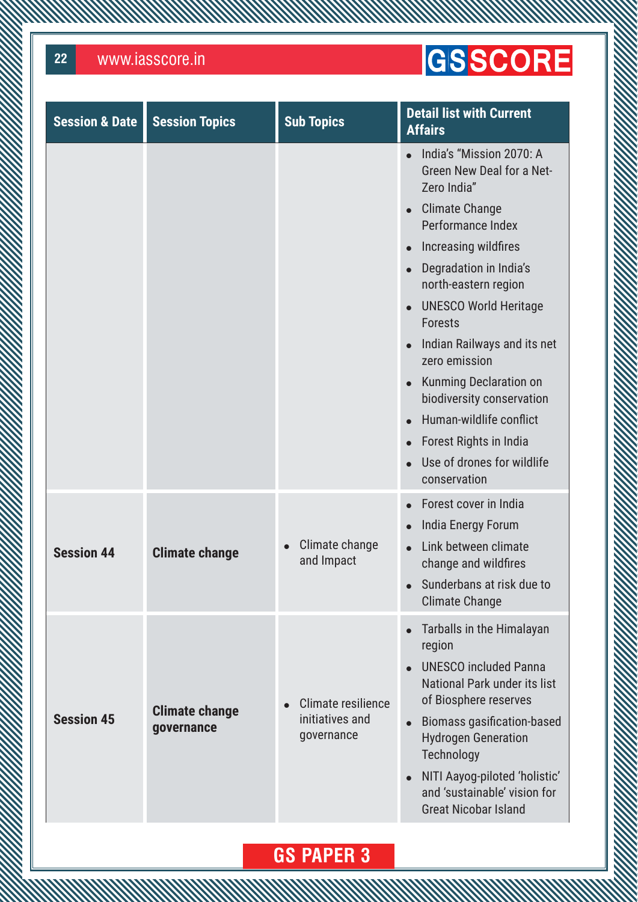| Session & Date | Session Topics | Sub Topics | Detail list with Current Affairs |
|---|---|---|---|
| | | | • India's "Mission 2070: A Green New Deal for a Net-Zero India"<br>• Climate Change Performance Index<br>• Increasing wildfires<br>• Degradation in India's north-eastern region<br>• UNESCO World Heritage Forests<br>• Indian Railways and its net zero emission<br>• Kunming Declaration on biodiversity conservation<br>• Human-wildlife conflict<br>• Forest Rights in India<br>• Use of drones for wildlife conservation |
| **Session 44** | **Climate change** | • Climate change and Impact | • Forest cover in India<br>• India Energy Forum<br>• Link between climate change and wildfires<br>• Sunderbans at risk due to Climate Change |
| **Session 45** | **Climate change governance** | • Climate resilience initiatives and governance | • Tarballs in the Himalayan region<br>• UNESCO included Panna National Park under its list of Biosphere reserves<br>• Biomass gasification-based Hydrogen Generation Technology<br>• NITI Aayog-piloted 'holistic' and 'sustainable' vision for Great Nicobar Island |

**GS PAPER 3**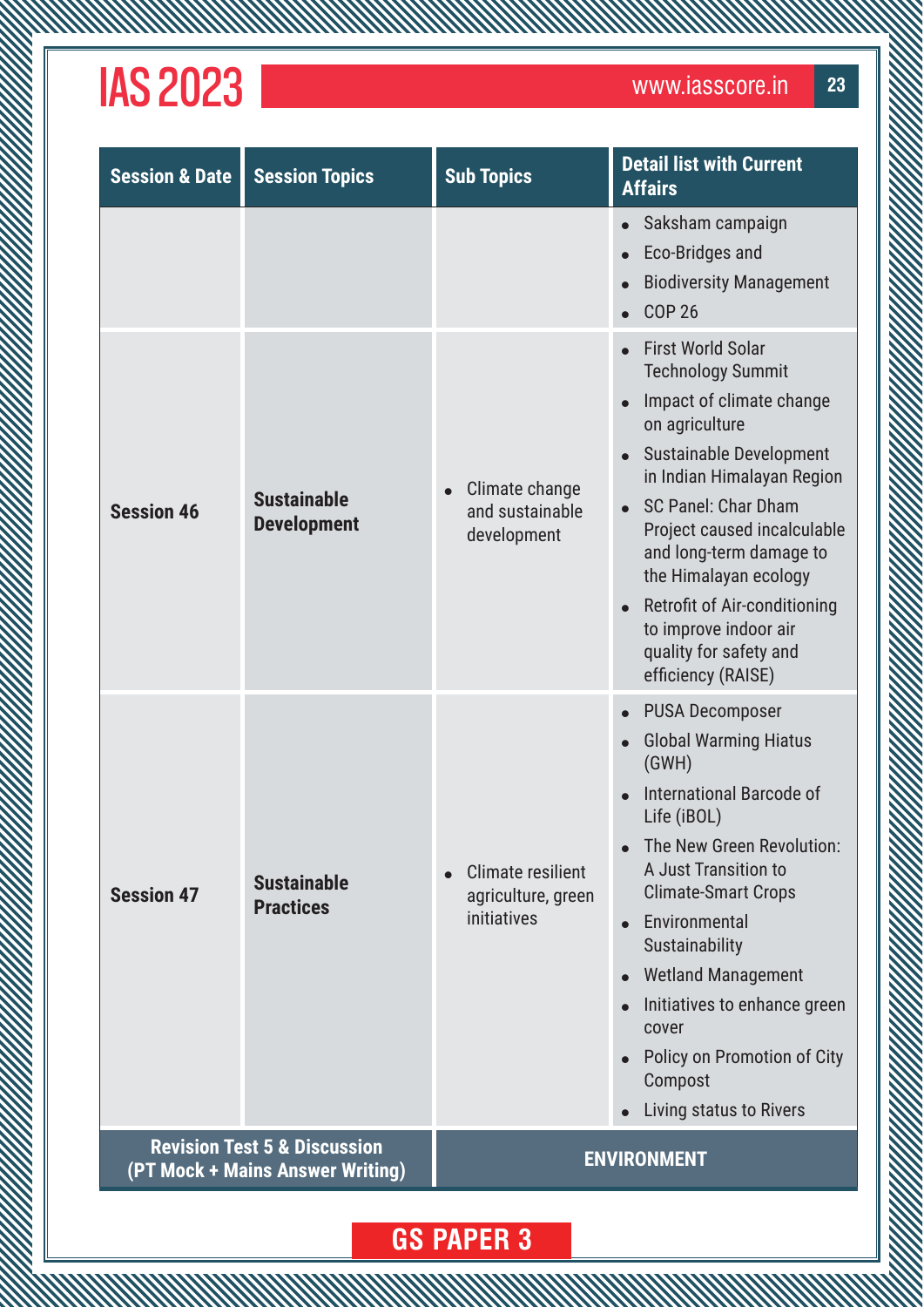| Session & Date | Session Topics | Sub Topics | Detail list with Current Affairs |
|---|---|---|---|
| | | | • Saksham campaign<br>• Eco-Bridges and<br>• Biodiversity Management<br>• COP 26 |
| **Session 46** | **Sustainable Development** | • Climate change and sustainable development | • First World Solar Technology Summit<br>• Impact of climate change on agriculture<br>• Sustainable Development in Indian Himalayan Region<br>• SC Panel: Char Dham Project caused incalculable and long-term damage to the Himalayan ecology<br>• Retrofit of Air-conditioning to improve indoor air quality for safety and efficiency (RAISE) |
| **Session 47** | **Sustainable Practices** | • Climate resilient agriculture, green initiatives | • PUSA Decomposer<br>• Global Warming Hiatus (GWH)<br>• International Barcode of Life (iBOL)<br>• The New Green Revolution: A Just Transition to Climate-Smart Crops<br>• Environmental Sustainability<br>• Wetland Management<br>• Initiatives to enhance green cover<br>• Policy on Promotion of City Compost<br>• Living status to Rivers |
| **Revision Test 5 & Discussion (PT Mock + Mains Answer Writing)** | | **ENVIRONMENT** | |

**GS PAPER 3**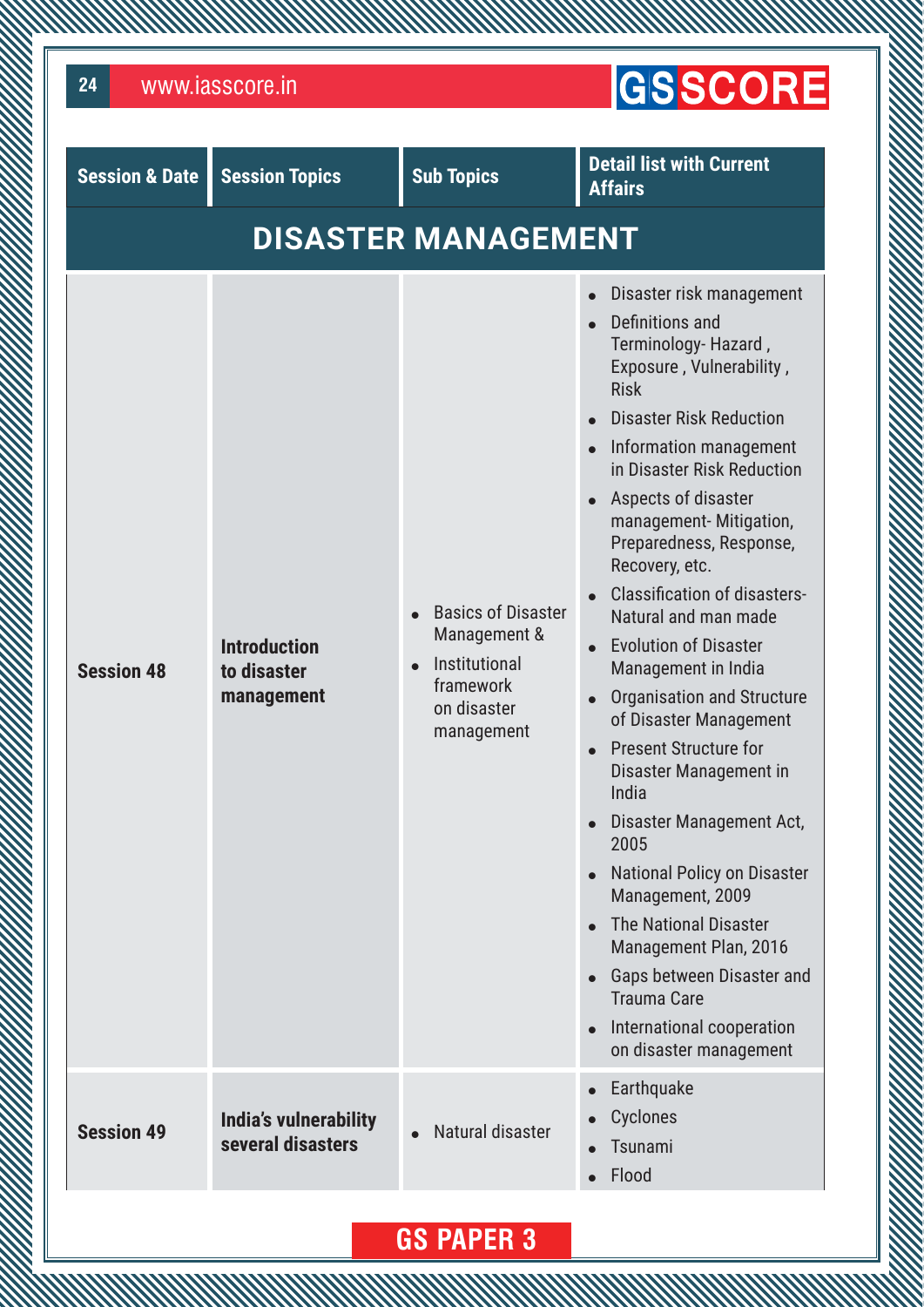| Session & Date | Session Topics | Sub Topics | Detail list with Current Affairs |
|---|---|---|---|
| **DISASTER MANAGEMENT** | | | |
| **Session 48** | **Introduction to disaster management** | • Basics of Disaster Management & <br> • Institutional framework on disaster management | • Disaster risk management <br> • Definitions and Terminology- Hazard , Exposure , Vulnerability , Risk <br> • Disaster Risk Reduction <br> • Information management in Disaster Risk Reduction <br> • Aspects of disaster management- Mitigation, Preparedness, Response, Recovery, etc. <br> • Classification of disasters- Natural and man made <br> • Evolution of Disaster Management in India <br> • Organisation and Structure of Disaster Management <br> • Present Structure for Disaster Management in India <br> • Disaster Management Act, 2005 <br> • National Policy on Disaster Management, 2009 <br> • The National Disaster Management Plan, 2016 <br> • Gaps between Disaster and Trauma Care <br> • International cooperation on disaster management |
| **Session 49** | **India's vulnerability several disasters** | • Natural disaster | • Earthquake <br> • Cyclones <br> • Tsunami <br> • Flood |

GS PAPER 3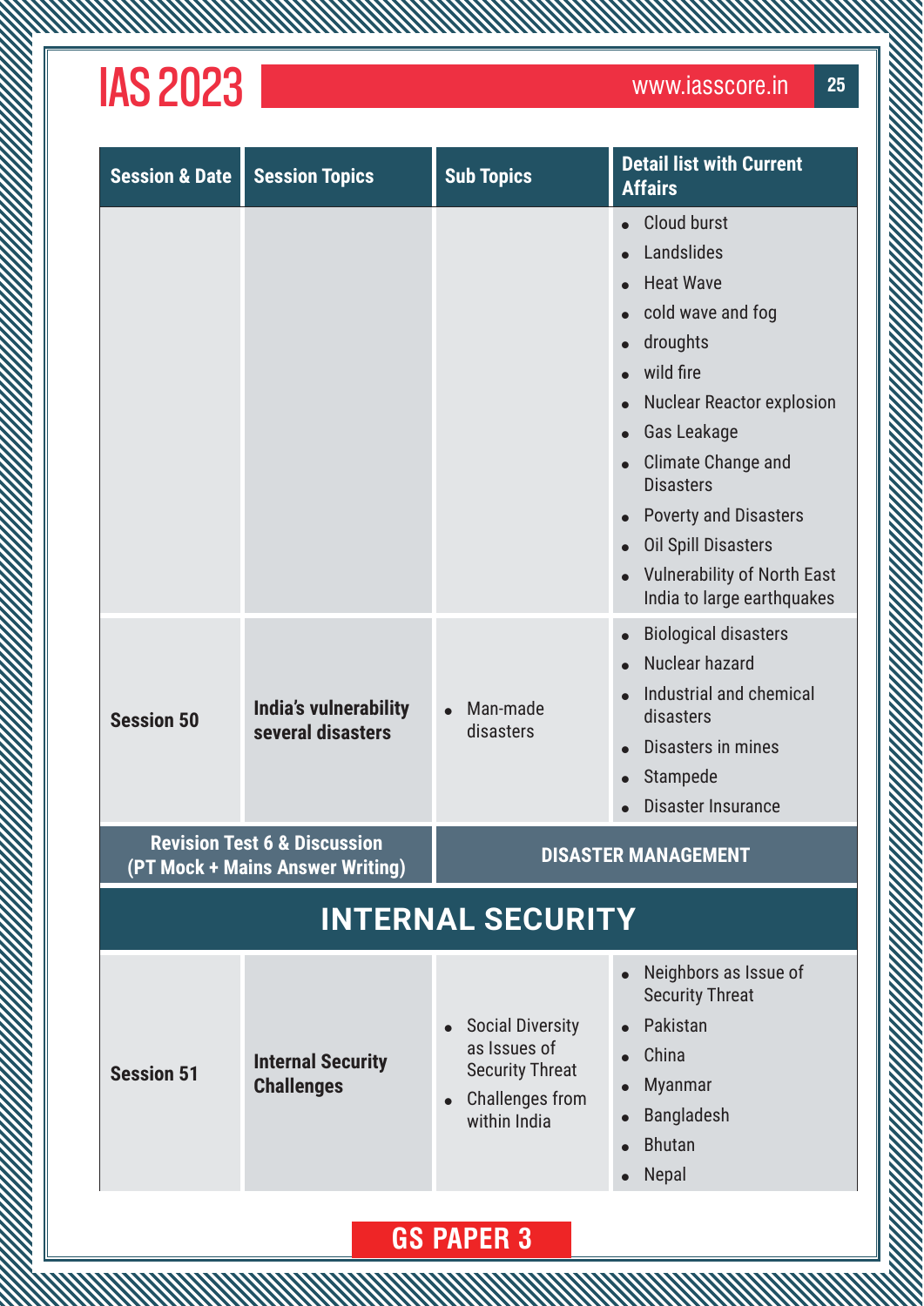| Session & Date | Session Topics | Sub Topics | Detail list with Current Affairs |
|---|---|---|---|
| | | | • Cloud burst<br>• Landslides<br>• Heat Wave<br>• cold wave and fog<br>• droughts<br>• wild fire<br>• Nuclear Reactor explosion<br>• Gas Leakage<br>• Climate Change and Disasters<br>• Poverty and Disasters<br>• Oil Spill Disasters<br>• Vulnerability of North East India to large earthquakes |
| **Session 50** | **India's vulnerability several disasters** | • Man-made disasters | • Biological disasters<br>• Nuclear hazard<br>• Industrial and chemical disasters<br>• Disasters in mines<br>• Stampede<br>• Disaster Insurance |
| **Revision Test 6 & Discussion (PT Mock + Mains Answer Writing)** | | **DISASTER MANAGEMENT** | |

## INTERNAL SECURITY

| Session & Date | Session Topics | Sub Topics | Detail list with Current Affairs |
|---|---|---|---|
| **Session 51** | **Internal Security Challenges** | • Social Diversity as Issues of Security Threat<br>• Challenges from within India | • Neighbors as Issue of Security Threat<br>• Pakistan<br>• China<br>• Myanmar<br>• Bangladesh<br>• Bhutan<br>• Nepal |

**GS PAPER 3**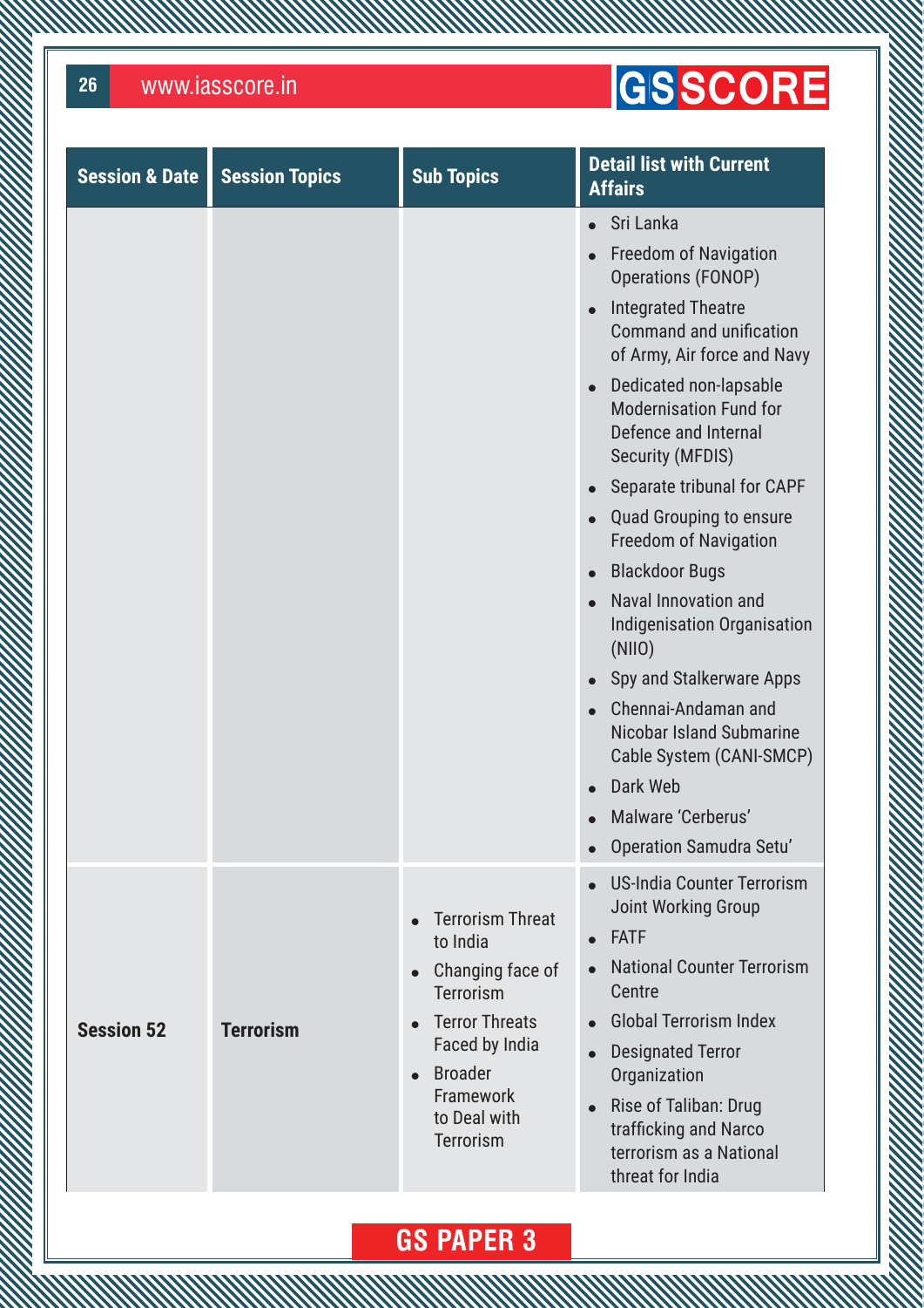| Session & Date | Session Topics | Sub Topics | Detail list with Current Affairs |
|---|---|---|---|
| | | | • Sri Lanka<br>• Freedom of Navigation Operations (FONOP)<br>• Integrated Theatre Command and unification of Army, Air force and Navy<br>• Dedicated non-lapsable Modernisation Fund for Defence and Internal Security (MFDIS)<br>• Separate tribunal for CAPF<br>• Quad Grouping to ensure Freedom of Navigation<br>• Blackdoor Bugs<br>• Naval Innovation and Indigenisation Organisation (NIIO)<br>• Spy and Stalkerware Apps<br>• Chennai-Andaman and Nicobar Island Submarine Cable System (CANI-SMCP)<br>• Dark Web<br>• Malware 'Cerberus'<br>• Operation Samudra Setu' |
| **Session 52** | **Terrorism** | • Terrorism Threat to India<br>• Changing face of Terrorism<br>• Terror Threats Faced by India<br>• Broader Framework to Deal with Terrorism | • US-India Counter Terrorism Joint Working Group<br>• FATF<br>• National Counter Terrorism Centre<br>• Global Terrorism Index<br>• Designated Terror Organization<br>• Rise of Taliban: Drug trafficking and Narco terrorism as a National threat for India |

GS PAPER 3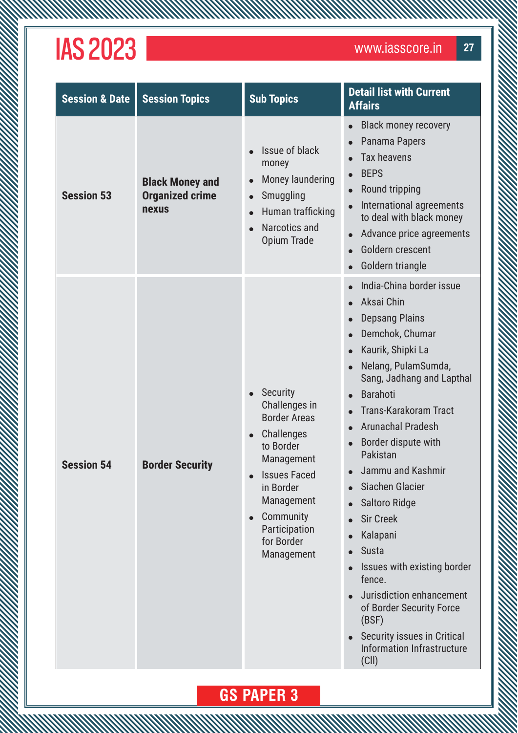| Session & Date | Session Topics | Sub Topics | Detail list with Current Affairs |
|---|---|---|---|
| **Session 53** | **Black Money and Organized crime nexus** | • Issue of black money<br>• Money laundering<br>• Smuggling<br>• Human trafficking<br>• Narcotics and Opium Trade | • Black money recovery<br>• Panama Papers<br>• Tax heavens<br>• BEPS<br>• Round tripping<br>• International agreements to deal with black money<br>• Advance price agreements<br>• Goldern crescent<br>• Goldern triangle |
| **Session 54** | **Border Security** | • Security Challenges in Border Areas<br>• Challenges to Border Management<br>• Issues Faced in Border Management<br>• Community Participation for Border Management | • India-China border issue<br>• Aksai Chin<br>• Depsang Plains<br>• Demchok, Chumar<br>• Kaurik, Shipki La<br>• Nelang, PulamSumda, Sang, Jadhang and Lapthal<br>• Barahoti<br>• Trans-Karakoram Tract<br>• Arunachal Pradesh<br>• Border dispute with Pakistan<br>• Jammu and Kashmir<br>• Siachen Glacier<br>• Saltoro Ridge<br>• Sir Creek<br>• Kalapani<br>• Susta<br>• Issues with existing border fence.<br>• Jurisdiction enhancement of Border Security Force (BSF)<br>• Security issues in Critical Information Infrastructure (CII) |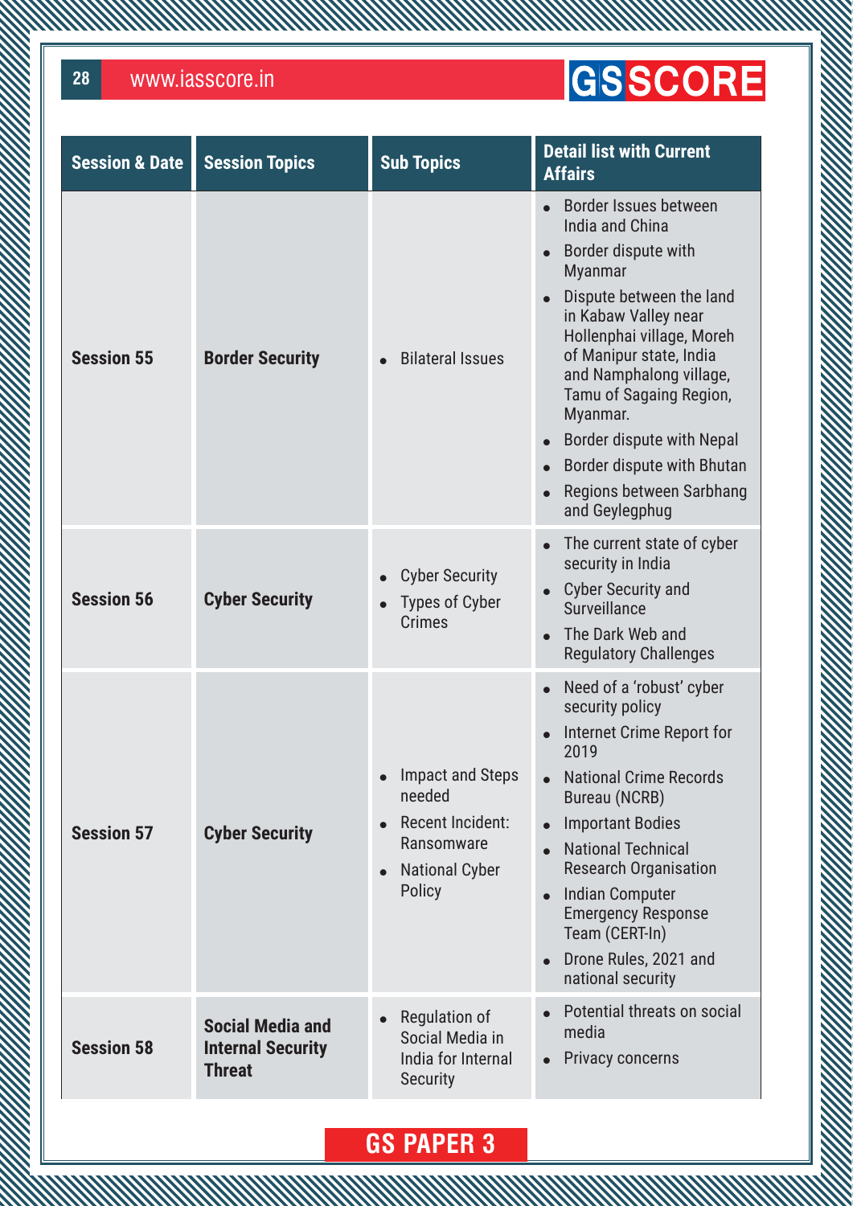| Session & Date | Session Topics | Sub Topics | Detail list with Current Affairs |
|---|---|---|---|
| **Session 55** | **Border Security** | • Bilateral Issues | • Border Issues between India and China<br>• Border dispute with Myanmar<br>• Dispute between the land in Kabaw Valley near Hollenphai village, Moreh of Manipur state, India and Namphalong village, Tamu of Sagaing Region, Myanmar.<br>• Border dispute with Nepal<br>• Border dispute with Bhutan<br>• Regions between Sarbhang and Geylegphug |
| **Session 56** | **Cyber Security** | • Cyber Security<br>• Types of Cyber Crimes | • The current state of cyber security in India<br>• Cyber Security and Surveillance<br>• The Dark Web and Regulatory Challenges |
| **Session 57** | **Cyber Security** | • Impact and Steps needed<br>• Recent Incident: Ransomware<br>• National Cyber Policy | • Need of a 'robust' cyber security policy<br>• Internet Crime Report for 2019<br>• National Crime Records Bureau (NCRB)<br>• Important Bodies<br>• National Technical Research Organisation<br>• Indian Computer Emergency Response Team (CERT-In)<br>• Drone Rules, 2021 and national security |
| **Session 58** | **Social Media and Internal Security Threat** | • Regulation of Social Media in India for Internal Security | • Potential threats on social media<br>• Privacy concerns |

**GS PAPER 3**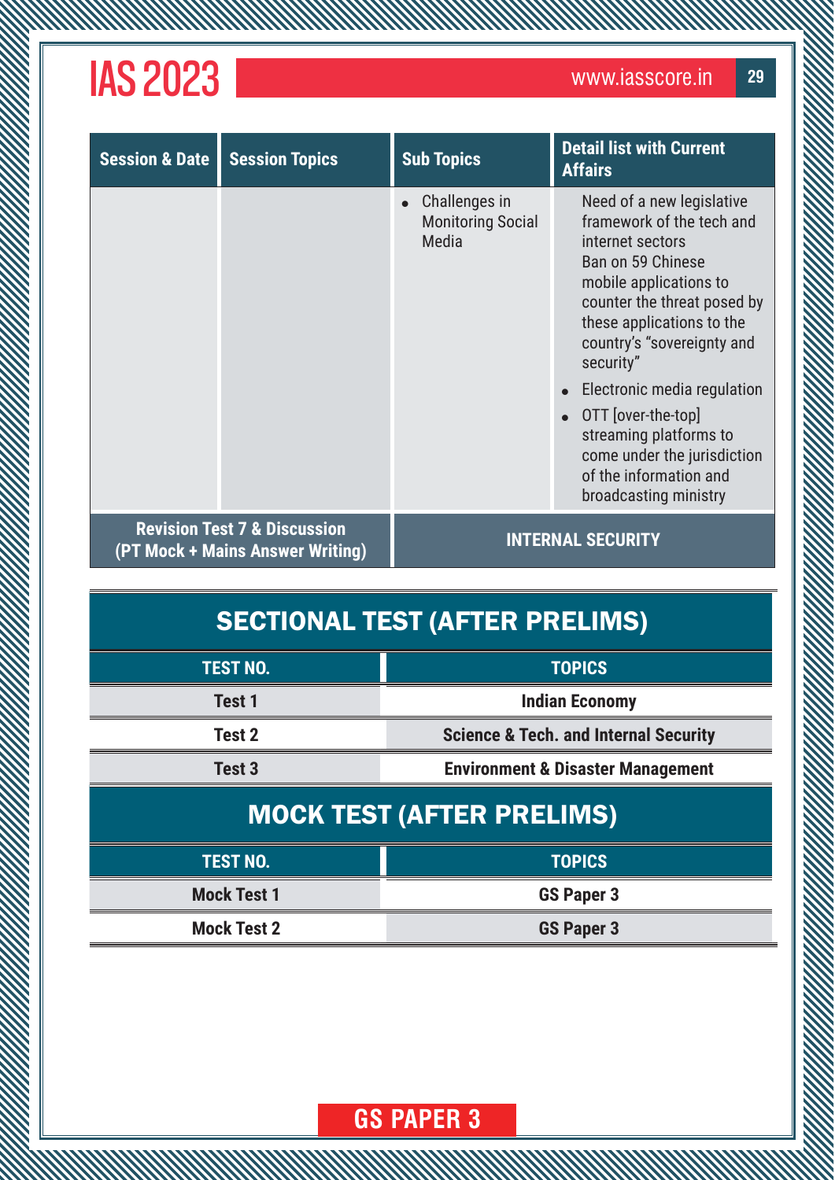| Session & Date | Session Topics | Sub Topics | Detail list with Current Affairs |
|---|---|---|---|
| | | • Challenges in Monitoring Social Media | Need of a new legislative framework of the tech and internet sectors<br>Ban on 59 Chinese mobile applications to counter the threat posed by these applications to the country's "sovereignty and security"<br>• Electronic media regulation<br>• OTT [over-the-top] streaming platforms to come under the jurisdiction of the information and broadcasting ministry |
| **Revision Test 7 & Discussion (PT Mock + Mains Answer Writing)** | | **INTERNAL SECURITY** | |

## SECTIONAL TEST (AFTER PRELIMS)

| TEST NO. | TOPICS |
|---|---|
| **Test 1** | **Indian Economy** |
| **Test 2** | **Science & Tech. and Internal Security** |
| **Test 3** | **Environment & Disaster Management** |

## MOCK TEST (AFTER PRELIMS)

| TEST NO. | TOPICS |
|---|---|
| **Mock Test 1** | **GS Paper 3** |
| **Mock Test 2** | **GS Paper 3** |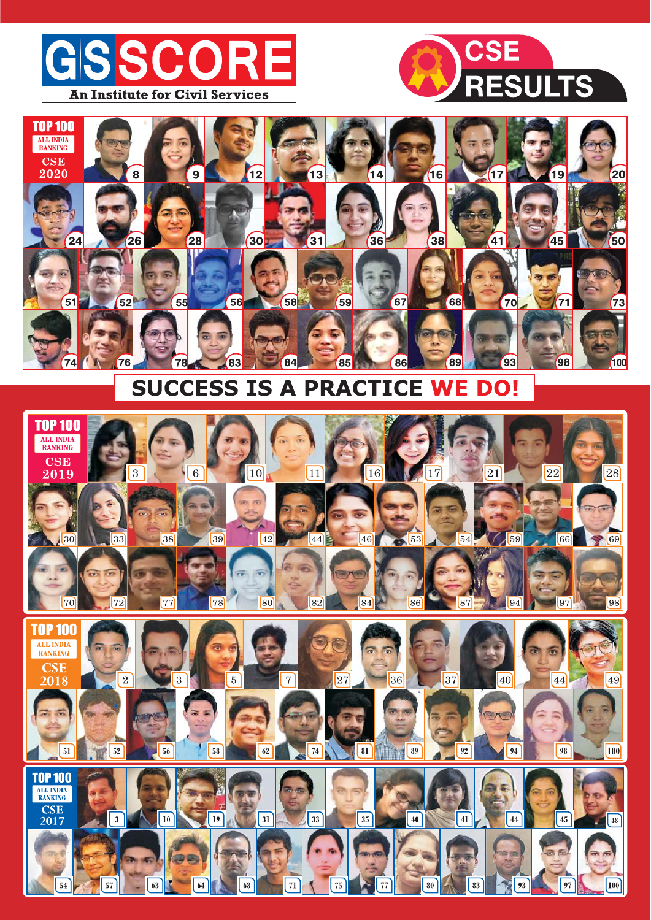# GS SCORE

An Institute for Civil Services

## CSE RESULTS

**TOP 100** ALL INDIA RANKING CSE 2020

8, 9, 12, 13, 14, 16, 17, 19, 20, 24, 26, 28, 30, 31, 36, 38, 41, 45, 50, 51, 52, 55, 56, 58, 59, 67, 68, 70, 71, 73, 74, 76, 78, 83, 84, 85, 86, 89, 93, 98, 100

## SUCCESS IS A PRACTICE WE DO!

**TOP 100** ALL INDIA RANKING CSE 2019

3, 6, 10, 11, 16, 17, 21, 22, 28, 30, 33, 38, 39, 42, 44, 46, 53, 54, 59, 66, 69, 70, 72, 77, 78, 80, 82, 84, 86, 87, 94, 97, 98

**TOP 100** ALL INDIA RANKING CSE 2018

2, 3, 5, 7, 27, 36, 37, 40, 44, 49, 51, 52, 56, 58, 62, 74, 81, 89, 92, 94, 98, 100

**TOP 100** ALL INDIA RANKING CSE 2017

3, 10, 19, 31, 33, 35, 40, 41, 44, 45, 48, 54, 57, 63, 64, 68, 71, 75, 77, 80, 83, 93, 97, 100